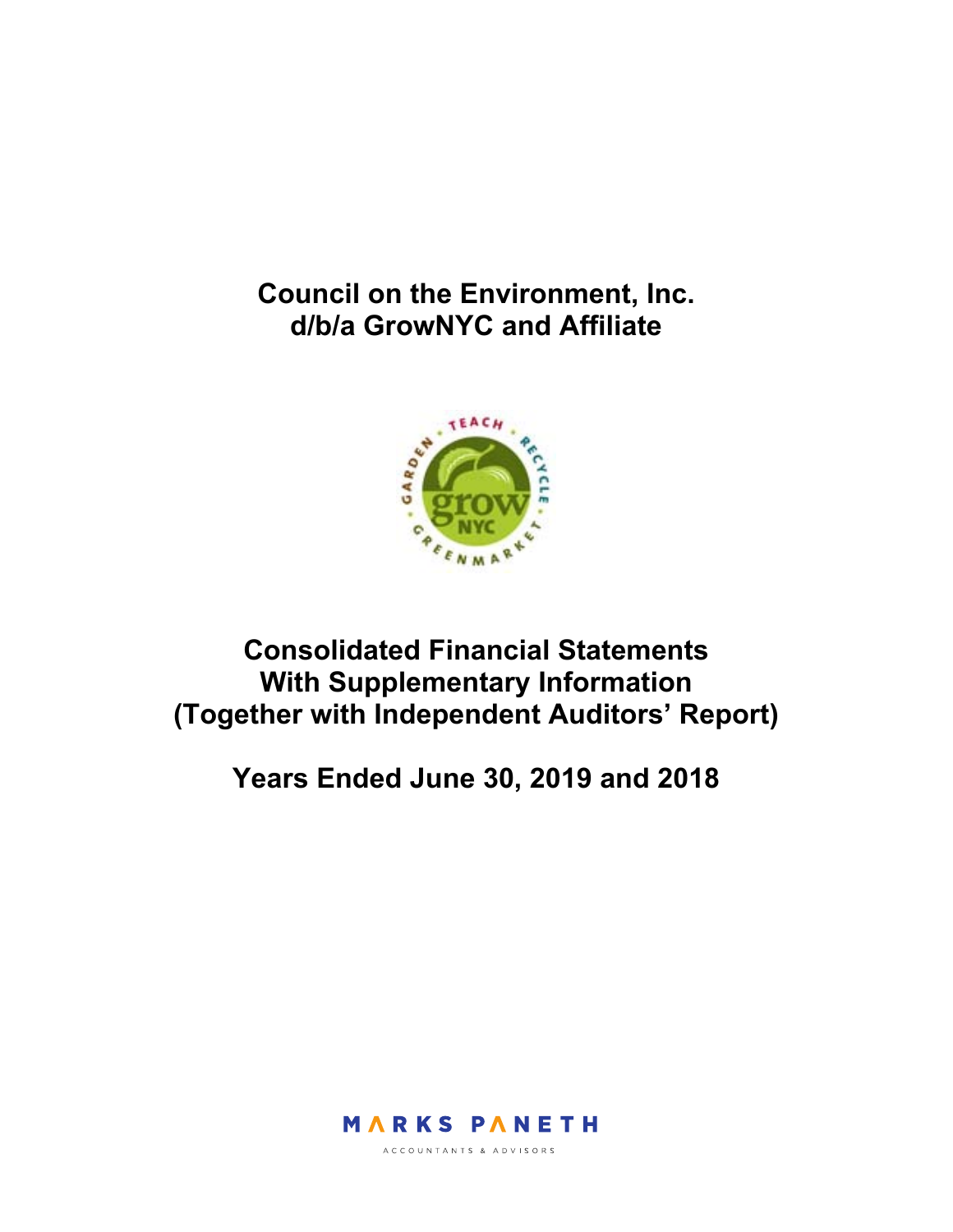# Council on the Environment, Inc.
# d/b/a GrowNYC and Affiliate

# Consolidated Financial Statements
# With Supplementary Information
# (Together with Independent Auditors' Report)

# Years Ended June 30, 2019 and 2018

MARKS PANETH

ACCOUNTANTS & ADVISORS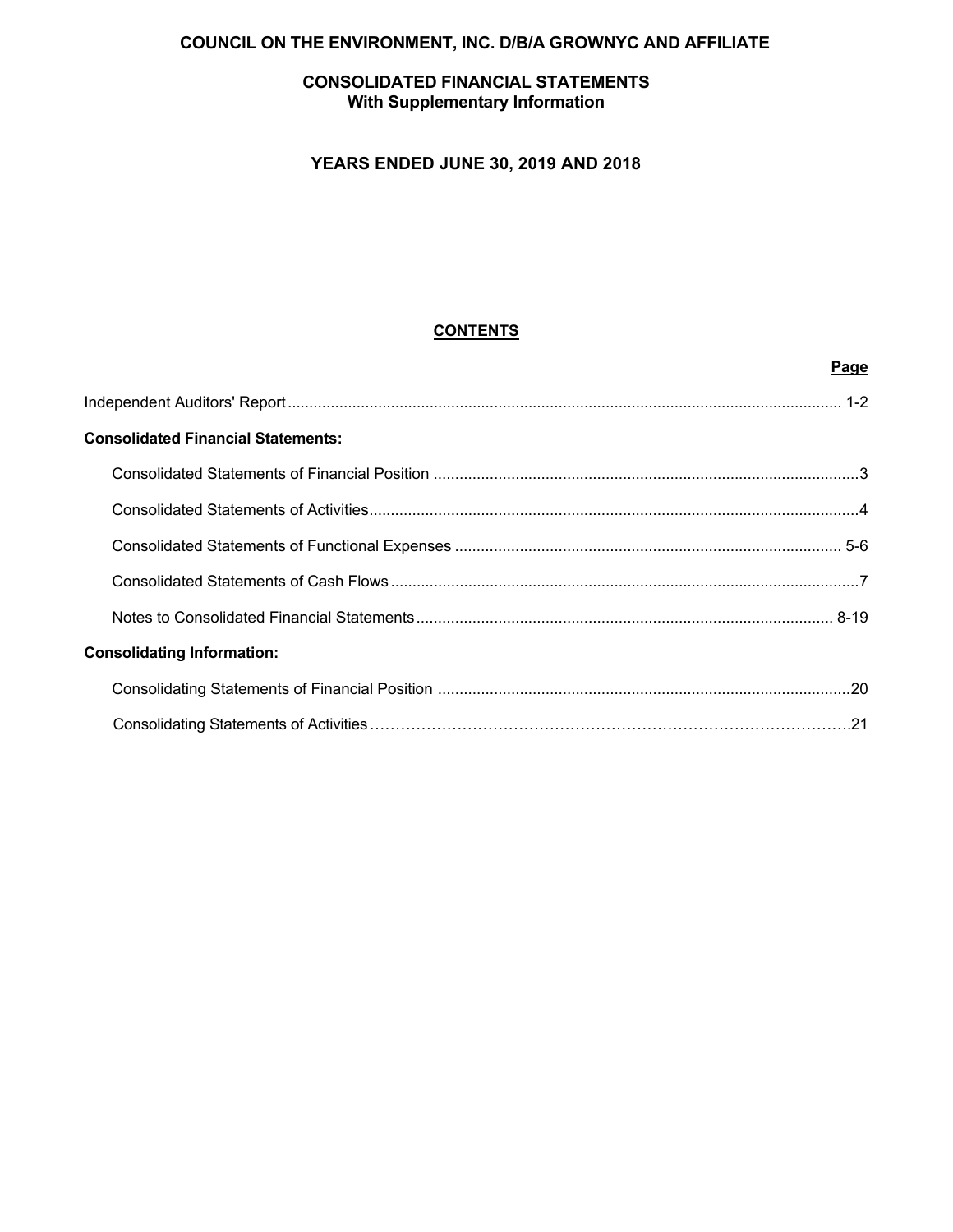# COUNCIL ON THE ENVIRONMENT, INC. D/B/A GROWNYC AND AFFILIATE

## CONSOLIDATED FINANCIAL STATEMENTS
### With Supplementary Information

## YEARS ENDED JUNE 30, 2019 AND 2018

### CONTENTS

| | Page |
|---|---|
| Independent Auditors' Report | 1-2 |
| **Consolidated Financial Statements:** | |
| Consolidated Statements of Financial Position | 3 |
| Consolidated Statements of Activities | 4 |
| Consolidated Statements of Functional Expenses | 5-6 |
| Consolidated Statements of Cash Flows | 7 |
| Notes to Consolidated Financial Statements | 8-19 |
| **Consolidating Information:** | |
| Consolidating Statements of Financial Position | 20 |
| Consolidating Statements of Activities | 21 |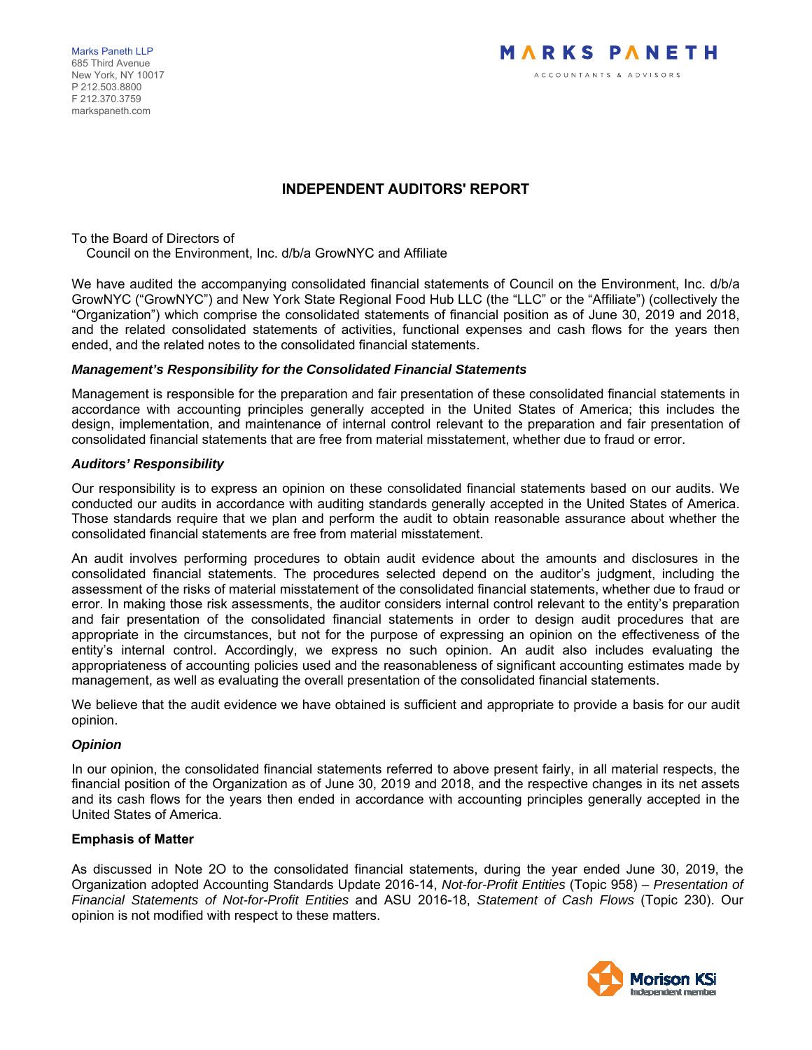Marks Paneth LLP
685 Third Avenue
New York, NY 10017
P 212.503.8800
F 212.370.3759
markspaneth.com

MARKS PANETH
ACCOUNTANTS & ADVISORS

# INDEPENDENT AUDITORS' REPORT

To the Board of Directors of
Council on the Environment, Inc. d/b/a GrowNYC and Affiliate

We have audited the accompanying consolidated financial statements of Council on the Environment, Inc. d/b/a GrowNYC ("GrowNYC") and New York State Regional Food Hub LLC (the "LLC" or the "Affiliate") (collectively the "Organization") which comprise the consolidated statements of financial position as of June 30, 2019 and 2018, and the related consolidated statements of activities, functional expenses and cash flows for the years then ended, and the related notes to the consolidated financial statements.

***Management's Responsibility for the Consolidated Financial Statements***

Management is responsible for the preparation and fair presentation of these consolidated financial statements in accordance with accounting principles generally accepted in the United States of America; this includes the design, implementation, and maintenance of internal control relevant to the preparation and fair presentation of consolidated financial statements that are free from material misstatement, whether due to fraud or error.

***Auditors' Responsibility***

Our responsibility is to express an opinion on these consolidated financial statements based on our audits. We conducted our audits in accordance with auditing standards generally accepted in the United States of America. Those standards require that we plan and perform the audit to obtain reasonable assurance about whether the consolidated financial statements are free from material misstatement.

An audit involves performing procedures to obtain audit evidence about the amounts and disclosures in the consolidated financial statements. The procedures selected depend on the auditor's judgment, including the assessment of the risks of material misstatement of the consolidated financial statements, whether due to fraud or error. In making those risk assessments, the auditor considers internal control relevant to the entity's preparation and fair presentation of the consolidated financial statements in order to design audit procedures that are appropriate in the circumstances, but not for the purpose of expressing an opinion on the effectiveness of the entity's internal control. Accordingly, we express no such opinion. An audit also includes evaluating the appropriateness of accounting policies used and the reasonableness of significant accounting estimates made by management, as well as evaluating the overall presentation of the consolidated financial statements.

We believe that the audit evidence we have obtained is sufficient and appropriate to provide a basis for our audit opinion.

***Opinion***

In our opinion, the consolidated financial statements referred to above present fairly, in all material respects, the financial position of the Organization as of June 30, 2019 and 2018, and the respective changes in its net assets and its cash flows for the years then ended in accordance with accounting principles generally accepted in the United States of America.

**Emphasis of Matter**

As discussed in Note 2O to the consolidated financial statements, during the year ended June 30, 2019, the Organization adopted Accounting Standards Update 2016-14, *Not-for-Profit Entities* (Topic 958) – *Presentation of Financial Statements of Not-for-Profit Entities* and ASU 2016-18, *Statement of Cash Flows* (Topic 230). Our opinion is not modified with respect to these matters.

Morison KSi
Independent member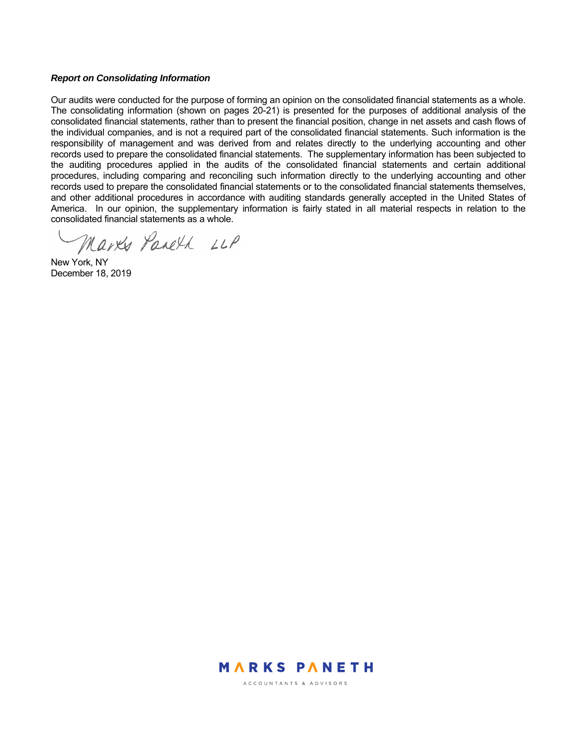***Report on Consolidating Information***

Our audits were conducted for the purpose of forming an opinion on the consolidated financial statements as a whole. The consolidating information (shown on pages 20-21) is presented for the purposes of additional analysis of the consolidated financial statements, rather than to present the financial position, change in net assets and cash flows of the individual companies, and is not a required part of the consolidated financial statements. Such information is the responsibility of management and was derived from and relates directly to the underlying accounting and other records used to prepare the consolidated financial statements. The supplementary information has been subjected to the auditing procedures applied in the audits of the consolidated financial statements and certain additional procedures, including comparing and reconciling such information directly to the underlying accounting and other records used to prepare the consolidated financial statements or to the consolidated financial statements themselves, and other additional procedures in accordance with auditing standards generally accepted in the United States of America. In our opinion, the supplementary information is fairly stated in all material respects in relation to the consolidated financial statements as a whole.

Marks Paneth LLP

New York, NY
December 18, 2019

MARKS PANETH
ACCOUNTANTS & ADVISORS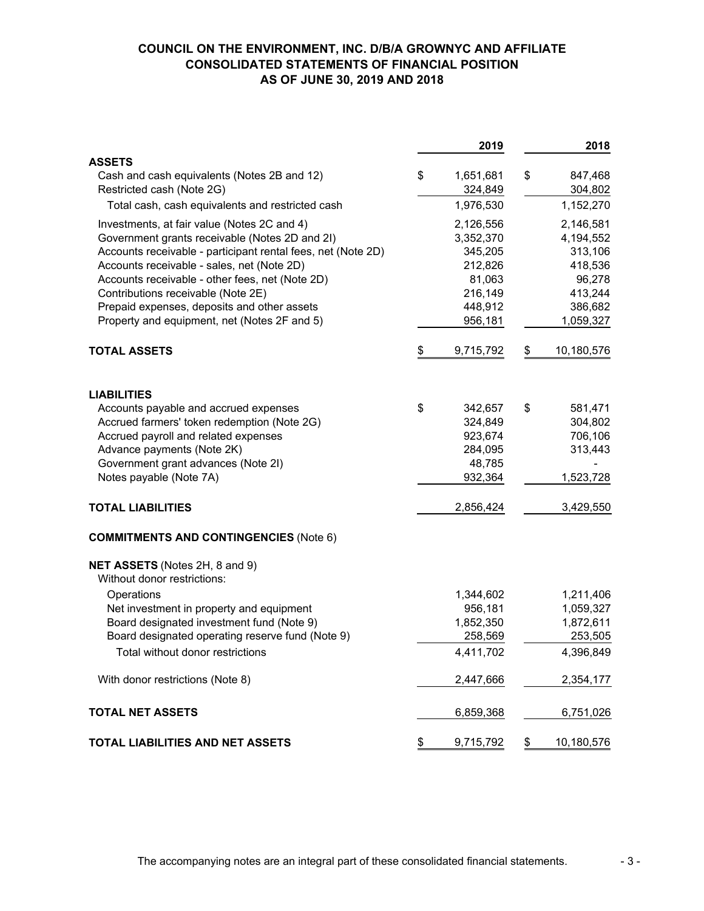# COUNCIL ON THE ENVIRONMENT, INC. D/B/A GROWNYC AND AFFILIATE
## CONSOLIDATED STATEMENTS OF FINANCIAL POSITION
### AS OF JUNE 30, 2019 AND 2018

| | 2019 | 2018 |
|---|---|---|
| **ASSETS** | | |
| Cash and cash equivalents (Notes 2B and 12) | $ 1,651,681 | $ 847,468 |
| Restricted cash (Note 2G) | 324,849 | 304,802 |
| Total cash, cash equivalents and restricted cash | 1,976,530 | 1,152,270 |
| Investments, at fair value (Notes 2C and 4) | 2,126,556 | 2,146,581 |
| Government grants receivable (Notes 2D and 2I) | 3,352,370 | 4,194,552 |
| Accounts receivable - participant rental fees, net (Note 2D) | 345,205 | 313,106 |
| Accounts receivable - sales, net (Note 2D) | 212,826 | 418,536 |
| Accounts receivable - other fees, net (Note 2D) | 81,063 | 96,278 |
| Contributions receivable (Note 2E) | 216,149 | 413,244 |
| Prepaid expenses, deposits and other assets | 448,912 | 386,682 |
| Property and equipment, net (Notes 2F and 5) | 956,181 | 1,059,327 |
| **TOTAL ASSETS** | $ 9,715,792 | $ 10,180,576 |
| **LIABILITIES** | | |
| Accounts payable and accrued expenses | $ 342,657 | $ 581,471 |
| Accrued farmers' token redemption (Note 2G) | 324,849 | 304,802 |
| Accrued payroll and related expenses | 923,674 | 706,106 |
| Advance payments (Note 2K) | 284,095 | 313,443 |
| Government grant advances (Note 2I) | 48,785 | - |
| Notes payable (Note 7A) | 932,364 | 1,523,728 |
| **TOTAL LIABILITIES** | 2,856,424 | 3,429,550 |
| **COMMITMENTS AND CONTINGENCIES** (Note 6) | | |
| **NET ASSETS** (Notes 2H, 8 and 9) | | |
| Without donor restrictions: | | |
| Operations | 1,344,602 | 1,211,406 |
| Net investment in property and equipment | 956,181 | 1,059,327 |
| Board designated investment fund (Note 9) | 1,852,350 | 1,872,611 |
| Board designated operating reserve fund (Note 9) | 258,569 | 253,505 |
| Total without donor restrictions | 4,411,702 | 4,396,849 |
| With donor restrictions (Note 8) | 2,447,666 | 2,354,177 |
| **TOTAL NET ASSETS** | 6,859,368 | 6,751,026 |
| **TOTAL LIABILITIES AND NET ASSETS** | $ 9,715,792 | $ 10,180,576 |

The accompanying notes are an integral part of these consolidated financial statements.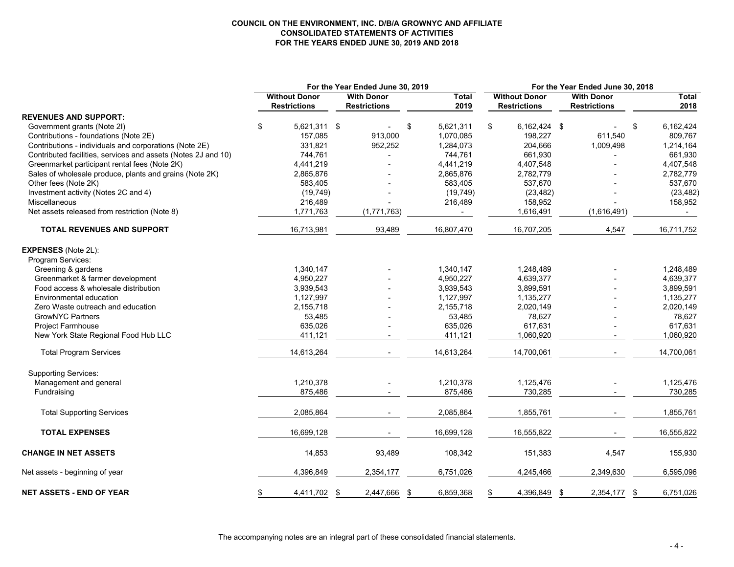**COUNCIL ON THE ENVIRONMENT, INC. D/B/A GROWNYC AND AFFILIATE**
**CONSOLIDATED STATEMENTS OF ACTIVITIES**
**FOR THE YEARS ENDED JUNE 30, 2019 AND 2018**

| | For the Year Ended June 30, 2019 | | | For the Year Ended June 30, 2018 | | |
|---|---|---|---|---|---|---|
| | Without Donor Restrictions | With Donor Restrictions | Total 2019 | Without Donor Restrictions | With Donor Restrictions | Total 2018 |
| **REVENUES AND SUPPORT:** | | | | | | |
| Government grants (Note 2I) | $ 5,621,311 | $ - | $ 5,621,311 | $ 6,162,424 | $ - | $ 6,162,424 |
| Contributions - foundations (Note 2E) | 157,085 | 913,000 | 1,070,085 | 198,227 | 611,540 | 809,767 |
| Contributions - individuals and corporations (Note 2E) | 331,821 | 952,252 | 1,284,073 | 204,666 | 1,009,498 | 1,214,164 |
| Contributed facilities, services and assets (Notes 2J and 10) | 744,761 | - | 744,761 | 661,930 | - | 661,930 |
| Greenmarket participant rental fees (Note 2K) | 4,441,219 | - | 4,441,219 | 4,407,548 | - | 4,407,548 |
| Sales of wholesale produce, plants and grains (Note 2K) | 2,865,876 | - | 2,865,876 | 2,782,779 | - | 2,782,779 |
| Other fees (Note 2K) | 583,405 | - | 583,405 | 537,670 | - | 537,670 |
| Investment activity (Notes 2C and 4) | (19,749) | - | (19,749) | (23,482) | - | (23,482) |
| Miscellaneous | 216,489 | - | 216,489 | 158,952 | - | 158,952 |
| Net assets released from restriction (Note 8) | 1,771,763 | (1,771,763) | - | 1,616,491 | (1,616,491) | - |
| **TOTAL REVENUES AND SUPPORT** | 16,713,981 | 93,489 | 16,807,470 | 16,707,205 | 4,547 | 16,711,752 |
| **EXPENSES** (Note 2L): | | | | | | |
| Program Services: | | | | | | |
| Greening & gardens | 1,340,147 | - | 1,340,147 | 1,248,489 | - | 1,248,489 |
| Greenmarket & farmer development | 4,950,227 | - | 4,950,227 | 4,639,377 | - | 4,639,377 |
| Food access & wholesale distribution | 3,939,543 | - | 3,939,543 | 3,899,591 | - | 3,899,591 |
| Environmental education | 1,127,997 | - | 1,127,997 | 1,135,277 | - | 1,135,277 |
| Zero Waste outreach and education | 2,155,718 | - | 2,155,718 | 2,020,149 | - | 2,020,149 |
| GrowNYC Partners | 53,485 | - | 53,485 | 78,627 | - | 78,627 |
| Project Farmhouse | 635,026 | - | 635,026 | 617,631 | - | 617,631 |
| New York State Regional Food Hub LLC | 411,121 | - | 411,121 | 1,060,920 | - | 1,060,920 |
| Total Program Services | 14,613,264 | - | 14,613,264 | 14,700,061 | - | 14,700,061 |
| Supporting Services: | | | | | | |
| Management and general | 1,210,378 | - | 1,210,378 | 1,125,476 | - | 1,125,476 |
| Fundraising | 875,486 | - | 875,486 | 730,285 | - | 730,285 |
| Total Supporting Services | 2,085,864 | - | 2,085,864 | 1,855,761 | - | 1,855,761 |
| **TOTAL EXPENSES** | 16,699,128 | - | 16,699,128 | 16,555,822 | - | 16,555,822 |
| **CHANGE IN NET ASSETS** | 14,853 | 93,489 | 108,342 | 151,383 | 4,547 | 155,930 |
| Net assets - beginning of year | 4,396,849 | 2,354,177 | 6,751,026 | 4,245,466 | 2,349,630 | 6,595,096 |
| **NET ASSETS - END OF YEAR** | $ 4,411,702 | $ 2,447,666 | $ 6,859,368 | $ 4,396,849 | $ 2,354,177 | $ 6,751,026 |

The accompanying notes are an integral part of these consolidated financial statements.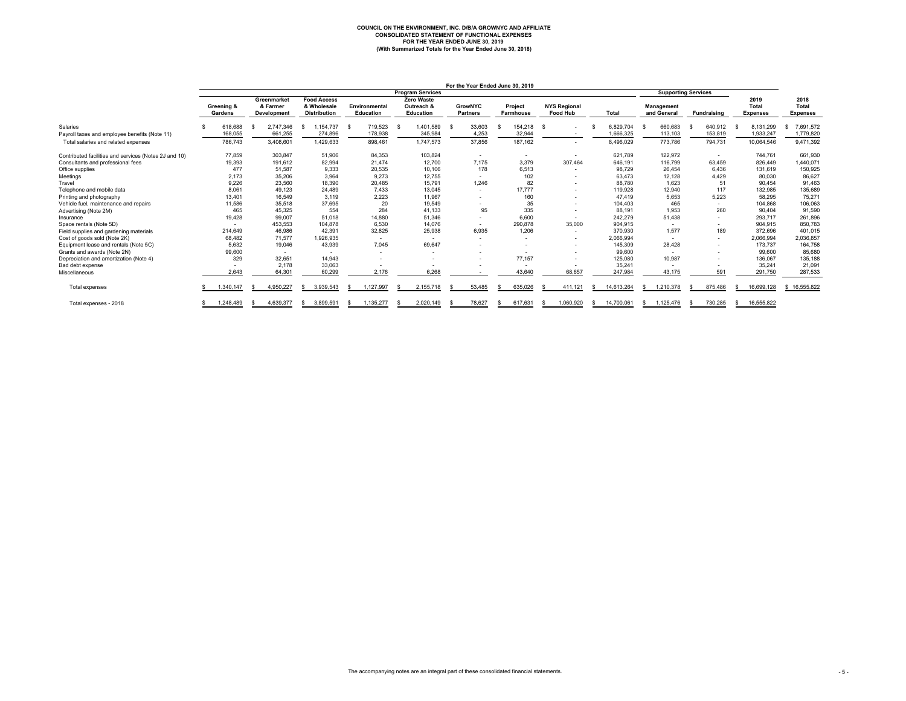**COUNCIL ON THE ENVIRONMENT, INC. D/B/A GROWNYC AND AFFILIATE**
**CONSOLIDATED STATEMENT OF FUNCTIONAL EXPENSES**
**FOR THE YEAR ENDED JUNE 30, 2019**
**(With Summarized Totals for the Year Ended June 30, 2018)**

| | For the Year Ended June 30, 2019 | | | | | | | | | | | | |
|---|---|---|---|---|---|---|---|---|---|---|---|---|---|
| | Program Services | | | | | | | | | Supporting Services | | | |
| | Greening & Gardens | Greenmarket & Farmer Development | Food Access & Wholesale Distribution | Environmental Education | Zero Waste Outreach & Education | GrowNYC Partners | Project Farmhouse | NYS Regional Food Hub | Total | Management and General | Fundraising | 2019 Total Expenses | 2018 Total Expenses |
| Salaries | $ 618,688 | $ 2,747,346 | $ 1,154,737 | $ 719,523 | $ 1,401,589 | $ 33,603 | $ 154,218 | $ - | $ 6,829,704 | $ 660,683 | $ 640,912 | $ 8,131,299 | $ 7,691,572 |
| Payroll taxes and employee benefits (Note 11) | 168,055 | 661,255 | 274,896 | 178,938 | 345,984 | 4,253 | 32,944 | - | 1,666,325 | 113,103 | 153,819 | 1,933,247 | 1,779,820 |
| Total salaries and related expenses | 786,743 | 3,408,601 | 1,429,633 | 898,461 | 1,747,573 | 37,856 | 187,162 | - | 8,496,029 | 773,786 | 794,731 | 10,064,546 | 9,471,392 |
| Contributed facilities and services (Notes 2J and 10) | 77,859 | 303,847 | 51,906 | 84,353 | 103,824 | - | - | - | 621,789 | 122,972 | - | 744,761 | 661,930 |
| Consultants and professional fees | 19,393 | 191,612 | 82,994 | 21,474 | 12,700 | 7,175 | 3,379 | 307,464 | 646,191 | 116,799 | 63,459 | 826,449 | 1,440,071 |
| Office supplies | 477 | 51,587 | 9,333 | 20,535 | 10,106 | 178 | 6,513 | - | 98,729 | 26,454 | 6,436 | 131,619 | 150,925 |
| Meetings | 2,173 | 35,206 | 3,964 | 9,273 | 12,755 | - | 102 | - | 63,473 | 12,128 | 4,429 | 80,030 | 86,627 |
| Travel | 9,226 | 23,560 | 18,390 | 20,485 | 15,791 | 1,246 | 82 | - | 88,780 | 1,623 | 51 | 90,454 | 91,463 |
| Telephone and mobile data | 8,061 | 49,123 | 24,489 | 7,433 | 13,045 | - | 17,777 | - | 119,928 | 12,940 | 117 | 132,985 | 135,689 |
| Printing and photography | 13,401 | 16,549 | 3,119 | 2,223 | 11,967 | - | 160 | - | 47,419 | 5,653 | 5,223 | 58,295 | 75,271 |
| Vehicle fuel, maintenance and repairs | 11,586 | 35,518 | 37,695 | 20 | 19,549 | - | 35 | - | 104,403 | 465 | - | 104,868 | 106,063 |
| Advertising (Note 2M) | 465 | 45,325 | 554 | 284 | 41,133 | 95 | 335 | - | 88,191 | 1,953 | 260 | 90,404 | 91,590 |
| Insurance | 19,428 | 99,007 | 51,018 | 14,880 | 51,346 | - | 6,600 | - | 242,279 | 51,438 | - | 293,717 | 261,896 |
| Space rentals (Note 5D) | - | 453,553 | 104,878 | 6,530 | 14,076 | - | 290,878 | 35,000 | 904,915 | - | - | 904,915 | 850,783 |
| Field supplies and gardening materials | 214,649 | 46,986 | 42,391 | 32,825 | 25,938 | 6,935 | 1,206 | - | 370,930 | 1,577 | 189 | 372,696 | 401,015 |
| Cost of goods sold (Note 2K) | 68,482 | 71,577 | 1,926,935 | - | - | - | - | - | 2,066,994 | - | - | 2,066,994 | 2,036,857 |
| Equipment lease and rentals (Note 5C) | 5,632 | 19,046 | 43,939 | 7,045 | 69,647 | - | - | - | 145,309 | 28,428 | - | 173,737 | 164,758 |
| Grants and awards (Note 2N) | 99,600 | - | - | - | - | - | - | - | 99,600 | - | - | 99,600 | 85,680 |
| Depreciation and amortization (Note 4) | 329 | 32,651 | 14,943 | - | - | - | 77,157 | - | 125,080 | 10,987 | - | 136,067 | 135,188 |
| Bad debt expense | - | 2,178 | 33,063 | - | - | - | - | - | 35,241 | - | - | 35,241 | 21,091 |
| Miscellaneous | 2,643 | 64,301 | 60,299 | 2,176 | 6,268 | - | 43,640 | 68,657 | 247,984 | 43,175 | 591 | 291,750 | 287,533 |
| Total expenses | $ 1,340,147 | $ 4,950,227 | $ 3,939,543 | $ 1,127,997 | $ 2,155,718 | $ 53,485 | $ 635,026 | $ 411,121 | $ 14,613,264 | $ 1,210,378 | $ 875,486 | $ 16,699,128 | $ 16,555,822 |
| Total expenses - 2018 | $ 1,248,489 | $ 4,639,377 | $ 3,899,591 | $ 1,135,277 | $ 2,020,149 | $ 78,627 | $ 617,631 | $ 1,060,920 | $ 14,700,061 | $ 1,125,476 | $ 730,285 | $ 16,555,822 | |

The accompanying notes are an integral part of these consolidated financial statements.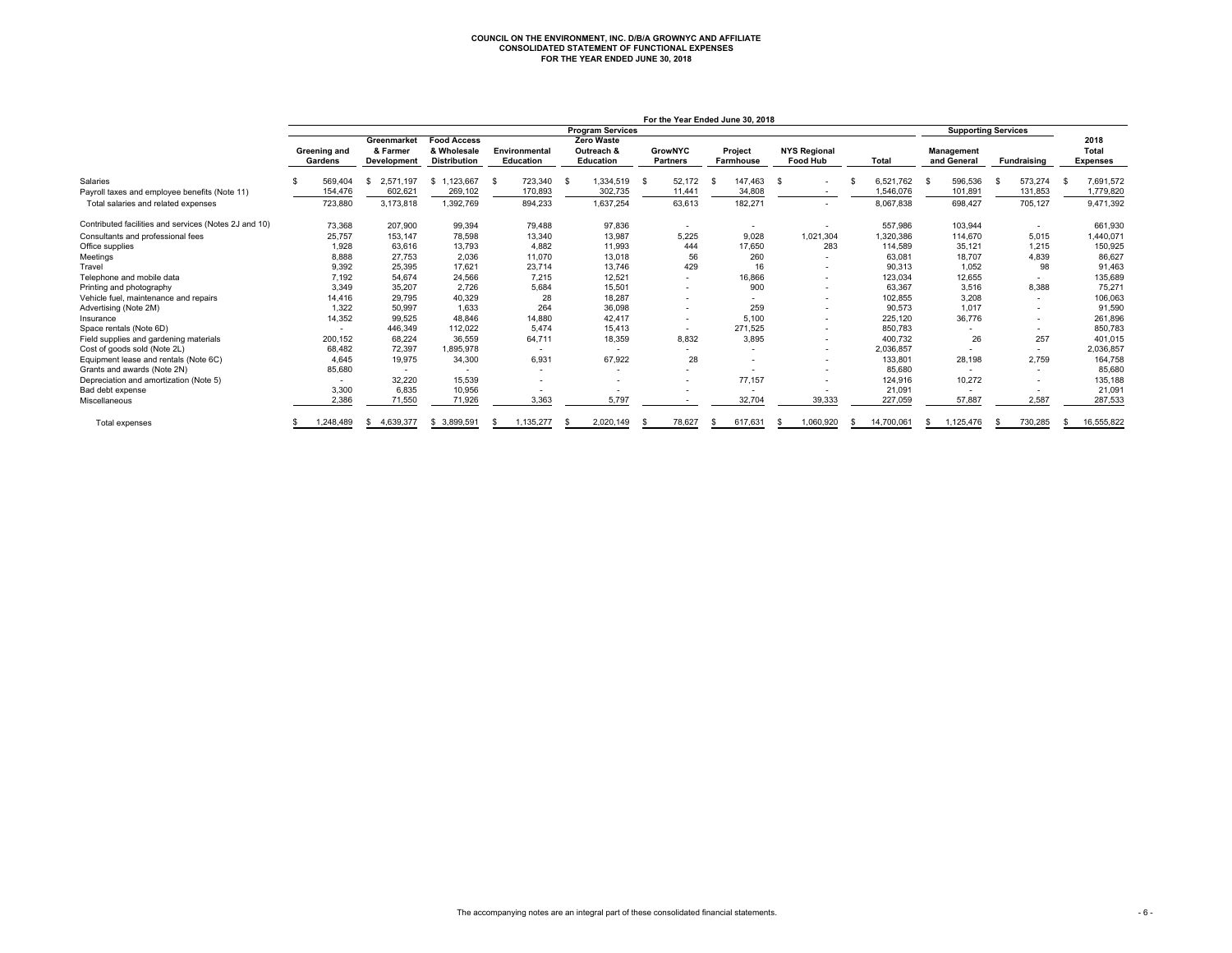# COUNCIL ON THE ENVIRONMENT, INC. D/B/A GROWNYC AND AFFILIATE
## CONSOLIDATED STATEMENT OF FUNCTIONAL EXPENSES
### FOR THE YEAR ENDED JUNE 30, 2018

| | For the Year Ended June 30, 2018 | | | | | | | | | | | |
|---|---|---|---|---|---|---|---|---|---|---|---|---|
| | Program Services | | | | | | | | | Supporting Services | | |
| | Greening and Gardens | Greenmarket & Farmer Development | Food Access & Wholesale Distribution | Environmental Education | Zero Waste Outreach & Education | GrowNYC Partners | Project Farmhouse | NYS Regional Food Hub | Total | Management and General | Fundraising | 2018 Total Expenses |
| Salaries | $ 569,404 | $ 2,571,197 | $ 1,123,667 | $ 723,340 | $ 1,334,519 | $ 52,172 | $ 147,463 | $ - | $ 6,521,762 | $ 596,536 | $ 573,274 | $ 7,691,572 |
| Payroll taxes and employee benefits (Note 11) | 154,476 | 602,621 | 269,102 | 170,893 | 302,735 | 11,441 | 34,808 | - | 1,546,076 | 101,891 | 131,853 | 1,779,820 |
| Total salaries and related expenses | 723,880 | 3,173,818 | 1,392,769 | 894,233 | 1,637,254 | 63,613 | 182,271 | - | 8,067,838 | 698,427 | 705,127 | 9,471,392 |
| Contributed facilities and services (Notes 2J and 10) | 73,368 | 207,900 | 99,394 | 79,488 | 97,836 | - | - | - | 557,986 | 103,944 | - | 661,930 |
| Consultants and professional fees | 25,757 | 153,147 | 78,598 | 13,340 | 13,987 | 5,225 | 9,028 | 1,021,304 | 1,320,386 | 114,670 | 5,015 | 1,440,071 |
| Office supplies | 1,928 | 63,616 | 13,793 | 4,882 | 11,993 | 444 | 17,650 | 283 | 114,589 | 35,121 | 1,215 | 150,925 |
| Meetings | 8,888 | 27,753 | 2,036 | 11,070 | 13,018 | 56 | 260 | - | 63,081 | 18,707 | 4,839 | 86,627 |
| Travel | 9,392 | 25,395 | 17,621 | 23,714 | 13,746 | 429 | 16 | - | 90,313 | 1,052 | 98 | 91,463 |
| Telephone and mobile data | 7,192 | 54,674 | 24,566 | 7,215 | 12,521 | - | 16,866 | - | 123,034 | 12,655 | - | 135,689 |
| Printing and photography | 3,349 | 35,207 | 2,726 | 5,684 | 15,501 | - | 900 | - | 63,367 | 3,516 | 8,388 | 75,271 |
| Vehicle fuel, maintenance and repairs | 14,416 | 29,795 | 40,329 | 28 | 18,287 | - | - | - | 102,855 | 3,208 | - | 106,063 |
| Advertising (Note 2M) | 1,322 | 50,997 | 1,633 | 264 | 36,098 | - | 259 | - | 90,573 | 1,017 | - | 91,590 |
| Insurance | 14,352 | 99,525 | 48,846 | 14,880 | 42,417 | - | 5,100 | - | 225,120 | 36,776 | - | 261,896 |
| Space rentals (Note 6D) | - | 446,349 | 112,022 | 5,474 | 15,413 | - | 271,525 | - | 850,783 | - | - | 850,783 |
| Field supplies and gardening materials | 200,152 | 68,224 | 36,559 | 64,711 | 18,359 | 8,832 | 3,895 | - | 400,732 | 26 | 257 | 401,015 |
| Cost of goods sold (Note 2L) | 68,482 | 72,397 | 1,895,978 | - | - | - | - | - | 2,036,857 | - | - | 2,036,857 |
| Equipment lease and rentals (Note 6C) | 4,645 | 19,975 | 34,300 | 6,931 | 67,922 | 28 | - | - | 133,801 | 28,198 | 2,759 | 164,758 |
| Grants and awards (Note 2N) | 85,680 | - | - | - | - | - | - | - | 85,680 | - | - | 85,680 |
| Depreciation and amortization (Note 5) | - | 32,220 | 15,539 | - | - | - | 77,157 | - | 124,916 | 10,272 | - | 135,188 |
| Bad debt expense | 3,300 | 6,835 | 10,956 | - | - | - | - | - | 21,091 | - | - | 21,091 |
| Miscellaneous | 2,386 | 71,550 | 71,926 | 3,363 | 5,797 | - | 32,704 | 39,333 | 227,059 | 57,887 | 2,587 | 287,533 |
| Total expenses | $ 1,248,489 | $ 4,639,377 | $ 3,899,591 | $ 1,135,277 | $ 2,020,149 | $ 78,627 | $ 617,631 | $ 1,060,920 | $ 14,700,061 | $ 1,125,476 | $ 730,285 | $ 16,555,822 |

The accompanying notes are an integral part of these consolidated financial statements.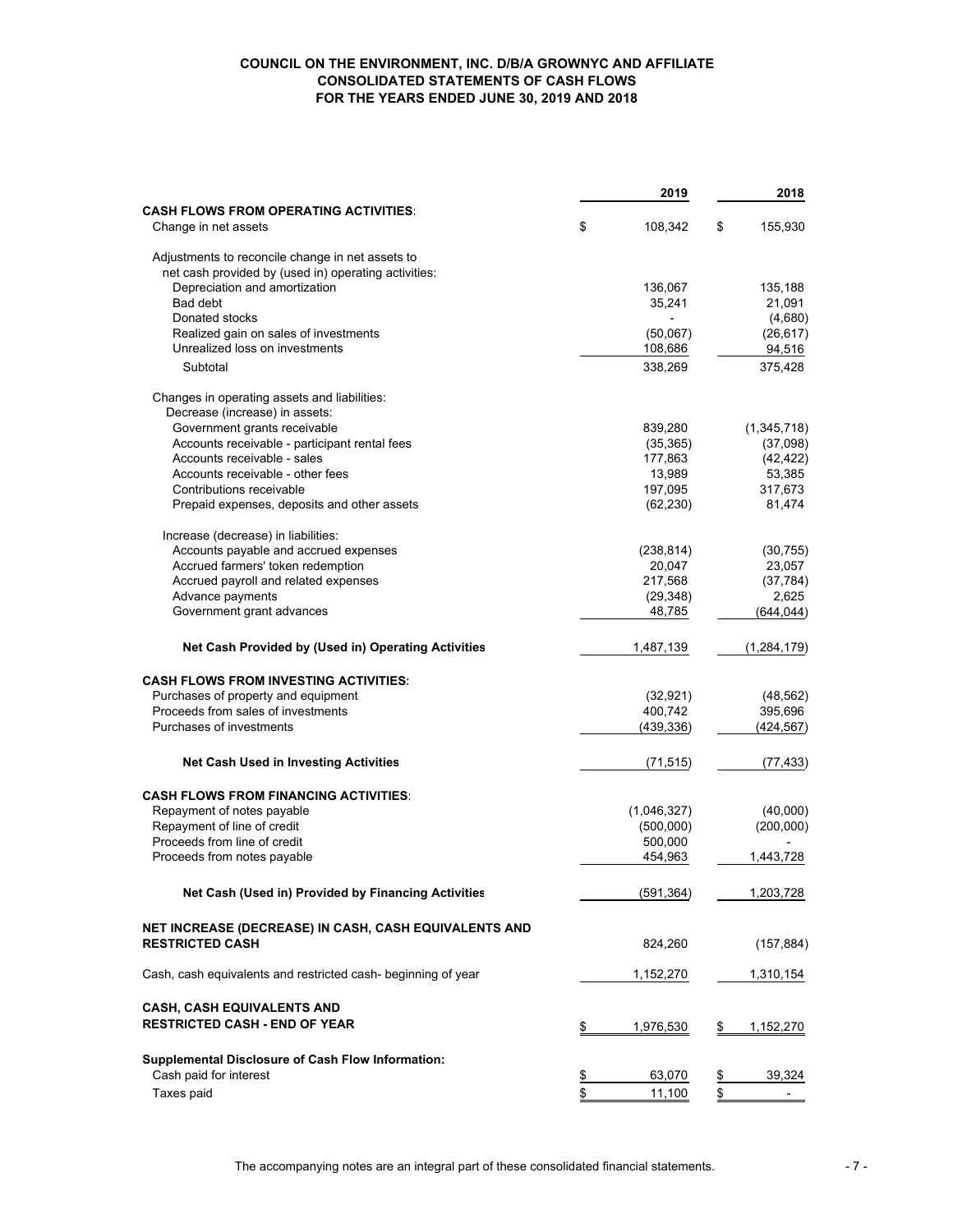# COUNCIL ON THE ENVIRONMENT, INC. D/B/A GROWNYC AND AFFILIATE
## CONSOLIDATED STATEMENTS OF CASH FLOWS
### FOR THE YEARS ENDED JUNE 30, 2019 AND 2018

| | 2019 | 2018 |
|---|---|---|
| **CASH FLOWS FROM OPERATING ACTIVITIES:** | | |
| Change in net assets | $ 108,342 | $ 155,930 |
| Adjustments to reconcile change in net assets to net cash provided by (used in) operating activities: | | |
| Depreciation and amortization | 136,067 | 135,188 |
| Bad debt | 35,241 | 21,091 |
| Donated stocks | - | (4,680) |
| Realized gain on sales of investments | (50,067) | (26,617) |
| Unrealized loss on investments | 108,686 | 94,516 |
| Subtotal | 338,269 | 375,428 |
| Changes in operating assets and liabilities: | | |
| Decrease (increase) in assets: | | |
| Government grants receivable | 839,280 | (1,345,718) |
| Accounts receivable - participant rental fees | (35,365) | (37,098) |
| Accounts receivable - sales | 177,863 | (42,422) |
| Accounts receivable - other fees | 13,989 | 53,385 |
| Contributions receivable | 197,095 | 317,673 |
| Prepaid expenses, deposits and other assets | (62,230) | 81,474 |
| Increase (decrease) in liabilities: | | |
| Accounts payable and accrued expenses | (238,814) | (30,755) |
| Accrued farmers' token redemption | 20,047 | 23,057 |
| Accrued payroll and related expenses | 217,568 | (37,784) |
| Advance payments | (29,348) | 2,625 |
| Government grant advances | 48,785 | (644,044) |
| **Net Cash Provided by (Used in) Operating Activities** | 1,487,139 | (1,284,179) |
| **CASH FLOWS FROM INVESTING ACTIVITIES:** | | |
| Purchases of property and equipment | (32,921) | (48,562) |
| Proceeds from sales of investments | 400,742 | 395,696 |
| Purchases of investments | (439,336) | (424,567) |
| **Net Cash Used in Investing Activities** | (71,515) | (77,433) |
| **CASH FLOWS FROM FINANCING ACTIVITIES:** | | |
| Repayment of notes payable | (1,046,327) | (40,000) |
| Repayment of line of credit | (500,000) | (200,000) |
| Proceeds from line of credit | 500,000 | - |
| Proceeds from notes payable | 454,963 | 1,443,728 |
| **Net Cash (Used in) Provided by Financing Activities** | (591,364) | 1,203,728 |
| **NET INCREASE (DECREASE) IN CASH, CASH EQUIVALENTS AND RESTRICTED CASH** | 824,260 | (157,884) |
| Cash, cash equivalents and restricted cash- beginning of year | 1,152,270 | 1,310,154 |
| **CASH, CASH EQUIVALENTS AND RESTRICTED CASH - END OF YEAR** | $ 1,976,530 | $ 1,152,270 |
| **Supplemental Disclosure of Cash Flow Information:** | | |
| Cash paid for interest | $ 63,070 | $ 39,324 |
| Taxes paid | $ 11,100 | $ - |

The accompanying notes are an integral part of these consolidated financial statements.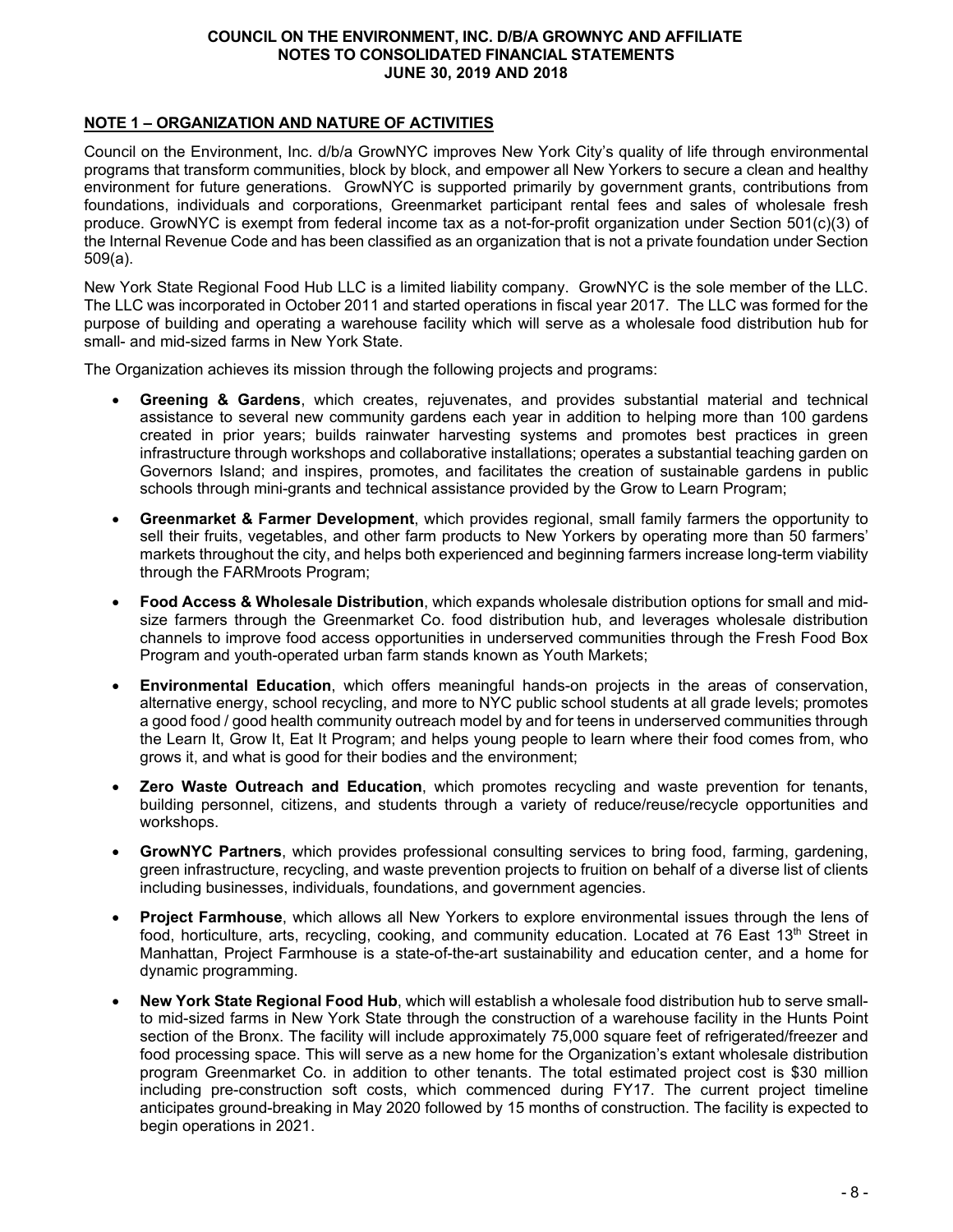## NOTE 1 – ORGANIZATION AND NATURE OF ACTIVITIES

Council on the Environment, Inc. d/b/a GrowNYC improves New York City's quality of life through environmental programs that transform communities, block by block, and empower all New Yorkers to secure a clean and healthy environment for future generations. GrowNYC is supported primarily by government grants, contributions from foundations, individuals and corporations, Greenmarket participant rental fees and sales of wholesale fresh produce. GrowNYC is exempt from federal income tax as a not-for-profit organization under Section 501(c)(3) of the Internal Revenue Code and has been classified as an organization that is not a private foundation under Section 509(a).

New York State Regional Food Hub LLC is a limited liability company. GrowNYC is the sole member of the LLC. The LLC was incorporated in October 2011 and started operations in fiscal year 2017. The LLC was formed for the purpose of building and operating a warehouse facility which will serve as a wholesale food distribution hub for small- and mid-sized farms in New York State.

The Organization achieves its mission through the following projects and programs:

- **Greening & Gardens**, which creates, rejuvenates, and provides substantial material and technical assistance to several new community gardens each year in addition to helping more than 100 gardens created in prior years; builds rainwater harvesting systems and promotes best practices in green infrastructure through workshops and collaborative installations; operates a substantial teaching garden on Governors Island; and inspires, promotes, and facilitates the creation of sustainable gardens in public schools through mini-grants and technical assistance provided by the Grow to Learn Program;
- **Greenmarket & Farmer Development**, which provides regional, small family farmers the opportunity to sell their fruits, vegetables, and other farm products to New Yorkers by operating more than 50 farmers' markets throughout the city, and helps both experienced and beginning farmers increase long-term viability through the FARMroots Program;
- **Food Access & Wholesale Distribution**, which expands wholesale distribution options for small and mid-size farmers through the Greenmarket Co. food distribution hub, and leverages wholesale distribution channels to improve food access opportunities in underserved communities through the Fresh Food Box Program and youth-operated urban farm stands known as Youth Markets;
- **Environmental Education**, which offers meaningful hands-on projects in the areas of conservation, alternative energy, school recycling, and more to NYC public school students at all grade levels; promotes a good food / good health community outreach model by and for teens in underserved communities through the Learn It, Grow It, Eat It Program; and helps young people to learn where their food comes from, who grows it, and what is good for their bodies and the environment;
- **Zero Waste Outreach and Education**, which promotes recycling and waste prevention for tenants, building personnel, citizens, and students through a variety of reduce/reuse/recycle opportunities and workshops.
- **GrowNYC Partners**, which provides professional consulting services to bring food, farming, gardening, green infrastructure, recycling, and waste prevention projects to fruition on behalf of a diverse list of clients including businesses, individuals, foundations, and government agencies.
- **Project Farmhouse**, which allows all New Yorkers to explore environmental issues through the lens of food, horticulture, arts, recycling, cooking, and community education. Located at 76 East 13th Street in Manhattan, Project Farmhouse is a state-of-the-art sustainability and education center, and a home for dynamic programming.
- **New York State Regional Food Hub**, which will establish a wholesale food distribution hub to serve small- to mid-sized farms in New York State through the construction of a warehouse facility in the Hunts Point section of the Bronx. The facility will include approximately 75,000 square feet of refrigerated/freezer and food processing space. This will serve as a new home for the Organization's extant wholesale distribution program Greenmarket Co. in addition to other tenants. The total estimated project cost is $30 million including pre-construction soft costs, which commenced during FY17. The current project timeline anticipates ground-breaking in May 2020 followed by 15 months of construction. The facility is expected to begin operations in 2021.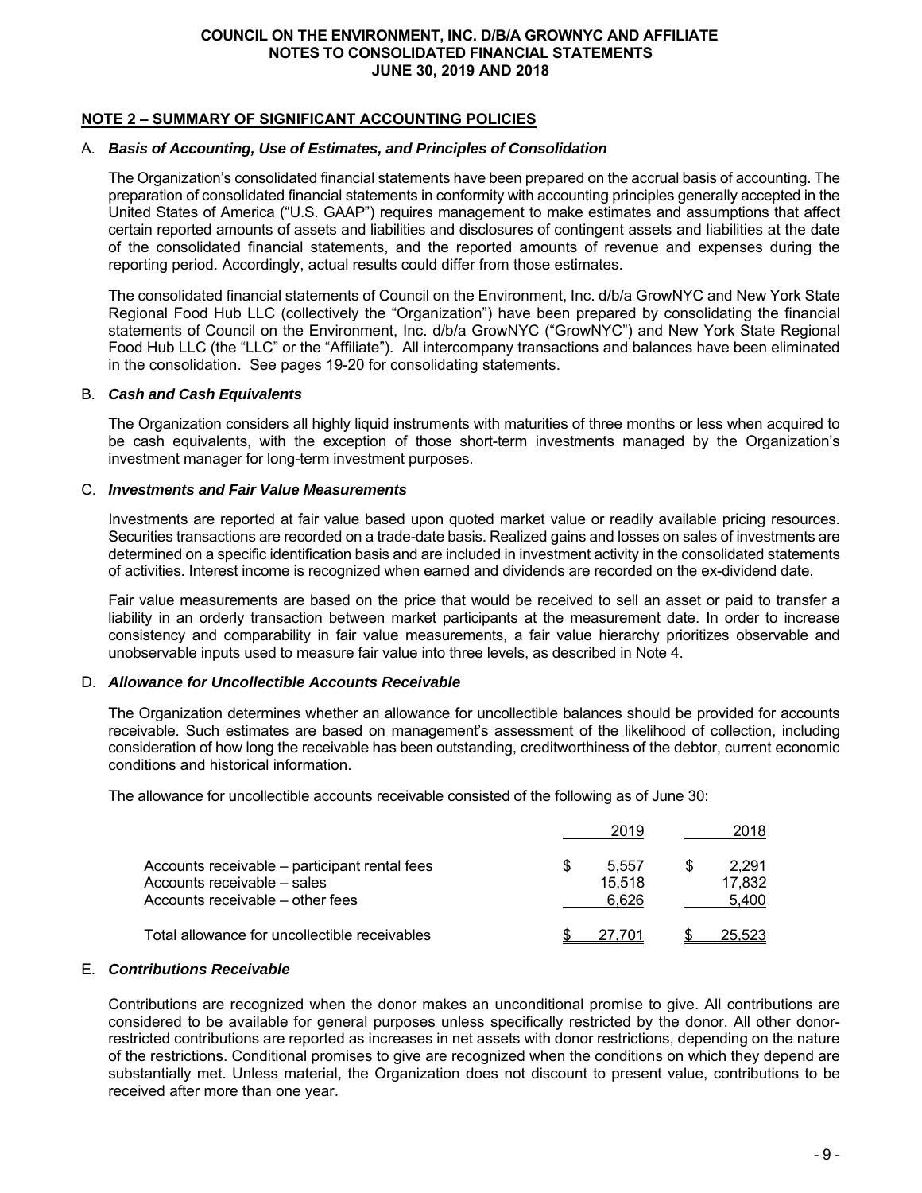## NOTE 2 – SUMMARY OF SIGNIFICANT ACCOUNTING POLICIES

### A. *Basis of Accounting, Use of Estimates, and Principles of Consolidation*

The Organization's consolidated financial statements have been prepared on the accrual basis of accounting. The preparation of consolidated financial statements in conformity with accounting principles generally accepted in the United States of America ("U.S. GAAP") requires management to make estimates and assumptions that affect certain reported amounts of assets and liabilities and disclosures of contingent assets and liabilities at the date of the consolidated financial statements, and the reported amounts of revenue and expenses during the reporting period. Accordingly, actual results could differ from those estimates.

The consolidated financial statements of Council on the Environment, Inc. d/b/a GrowNYC and New York State Regional Food Hub LLC (collectively the "Organization") have been prepared by consolidating the financial statements of Council on the Environment, Inc. d/b/a GrowNYC ("GrowNYC") and New York State Regional Food Hub LLC (the "LLC" or the "Affiliate"). All intercompany transactions and balances have been eliminated in the consolidation. See pages 19-20 for consolidating statements.

### B. *Cash and Cash Equivalents*

The Organization considers all highly liquid instruments with maturities of three months or less when acquired to be cash equivalents, with the exception of those short-term investments managed by the Organization's investment manager for long-term investment purposes.

### C. *Investments and Fair Value Measurements*

Investments are reported at fair value based upon quoted market value or readily available pricing resources. Securities transactions are recorded on a trade-date basis. Realized gains and losses on sales of investments are determined on a specific identification basis and are included in investment activity in the consolidated statements of activities. Interest income is recognized when earned and dividends are recorded on the ex-dividend date.

Fair value measurements are based on the price that would be received to sell an asset or paid to transfer a liability in an orderly transaction between market participants at the measurement date. In order to increase consistency and comparability in fair value measurements, a fair value hierarchy prioritizes observable and unobservable inputs used to measure fair value into three levels, as described in Note 4.

### D. *Allowance for Uncollectible Accounts Receivable*

The Organization determines whether an allowance for uncollectible balances should be provided for accounts receivable. Such estimates are based on management's assessment of the likelihood of collection, including consideration of how long the receivable has been outstanding, creditworthiness of the debtor, current economic conditions and historical information.

The allowance for uncollectible accounts receivable consisted of the following as of June 30:

| | 2019 | 2018 |
|---|---|---|
| Accounts receivable – participant rental fees | $ 5,557 | $ 2,291 |
| Accounts receivable – sales | 15,518 | 17,832 |
| Accounts receivable – other fees | 6,626 | 5,400 |
| Total allowance for uncollectible receivables | $ 27,701 | $ 25,523 |

### E. *Contributions Receivable*

Contributions are recognized when the donor makes an unconditional promise to give. All contributions are considered to be available for general purposes unless specifically restricted by the donor. All other donor-restricted contributions are reported as increases in net assets with donor restrictions, depending on the nature of the restrictions. Conditional promises to give are recognized when the conditions on which they depend are substantially met. Unless material, the Organization does not discount to present value, contributions to be received after more than one year.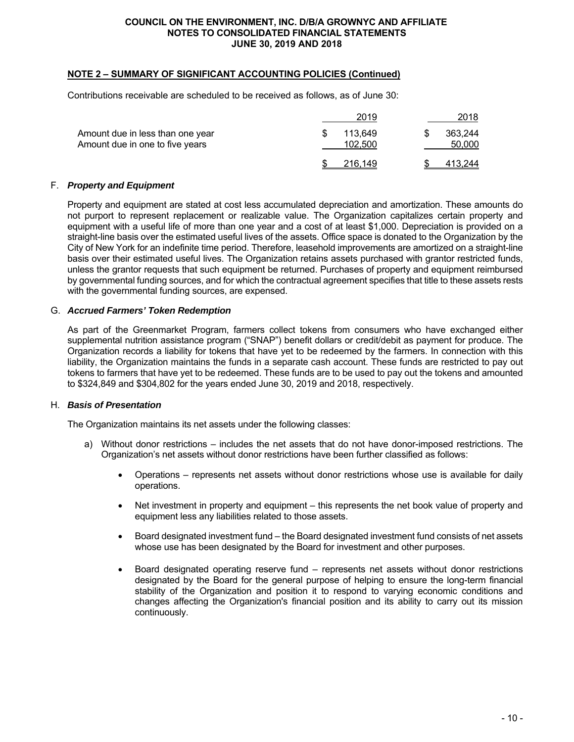## NOTE 2 – SUMMARY OF SIGNIFICANT ACCOUNTING POLICIES (Continued)

Contributions receivable are scheduled to be received as follows, as of June 30:

| | 2019 | 2018 |
|---|---|---|
| Amount due in less than one year | $ 113,649 | $ 363,244 |
| Amount due in one to five years | 102,500 | 50,000 |
| | $ 216,149 | $ 413,244 |

F. ***Property and Equipment***

Property and equipment are stated at cost less accumulated depreciation and amortization. These amounts do not purport to represent replacement or realizable value. The Organization capitalizes certain property and equipment with a useful life of more than one year and a cost of at least $1,000. Depreciation is provided on a straight-line basis over the estimated useful lives of the assets. Office space is donated to the Organization by the City of New York for an indefinite time period. Therefore, leasehold improvements are amortized on a straight-line basis over their estimated useful lives. The Organization retains assets purchased with grantor restricted funds, unless the grantor requests that such equipment be returned. Purchases of property and equipment reimbursed by governmental funding sources, and for which the contractual agreement specifies that title to these assets rests with the governmental funding sources, are expensed.

G. ***Accrued Farmers' Token Redemption***

As part of the Greenmarket Program, farmers collect tokens from consumers who have exchanged either supplemental nutrition assistance program ("SNAP") benefit dollars or credit/debit as payment for produce. The Organization records a liability for tokens that have yet to be redeemed by the farmers. In connection with this liability, the Organization maintains the funds in a separate cash account. These funds are restricted to pay out tokens to farmers that have yet to be redeemed. These funds are to be used to pay out the tokens and amounted to $324,849 and $304,802 for the years ended June 30, 2019 and 2018, respectively.

H. ***Basis of Presentation***

The Organization maintains its net assets under the following classes:

a) Without donor restrictions – includes the net assets that do not have donor-imposed restrictions. The Organization's net assets without donor restrictions have been further classified as follows:

- Operations – represents net assets without donor restrictions whose use is available for daily operations.

- Net investment in property and equipment – this represents the net book value of property and equipment less any liabilities related to those assets.

- Board designated investment fund – the Board designated investment fund consists of net assets whose use has been designated by the Board for investment and other purposes.

- Board designated operating reserve fund – represents net assets without donor restrictions designated by the Board for the general purpose of helping to ensure the long-term financial stability of the Organization and position it to respond to varying economic conditions and changes affecting the Organization's financial position and its ability to carry out its mission continuously.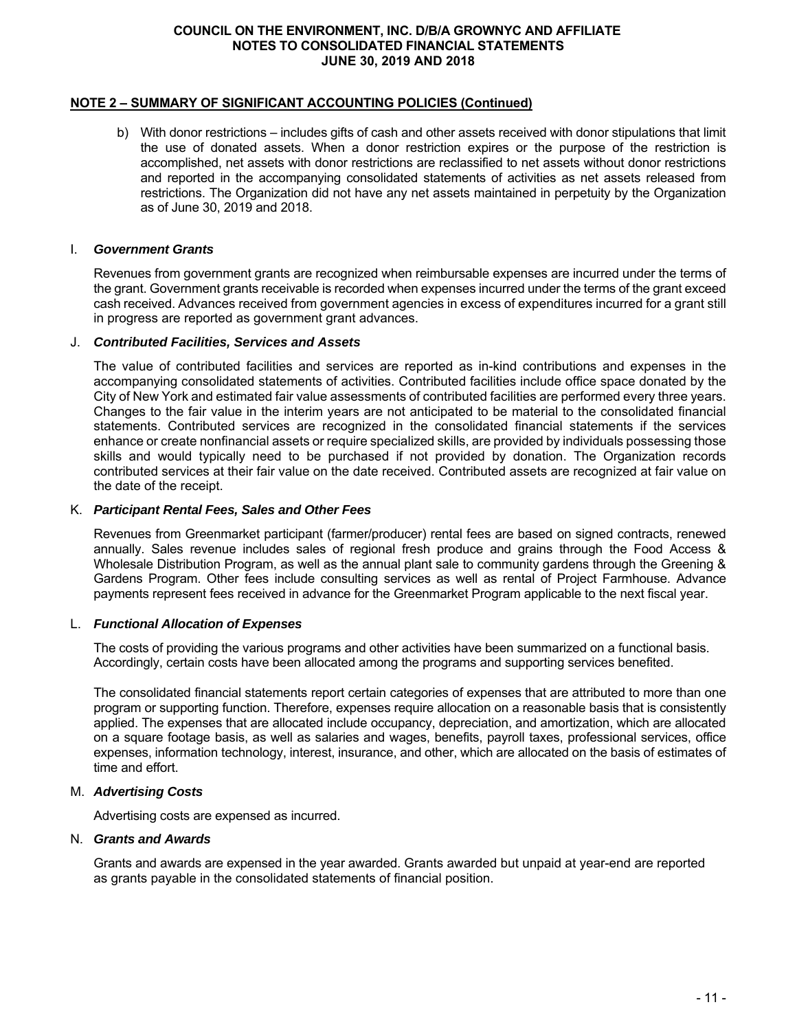## NOTE 2 – SUMMARY OF SIGNIFICANT ACCOUNTING POLICIES (Continued)

b) With donor restrictions – includes gifts of cash and other assets received with donor stipulations that limit the use of donated assets. When a donor restriction expires or the purpose of the restriction is accomplished, net assets with donor restrictions are reclassified to net assets without donor restrictions and reported in the accompanying consolidated statements of activities as net assets released from restrictions. The Organization did not have any net assets maintained in perpetuity by the Organization as of June 30, 2019 and 2018.

### I. *Government Grants*

Revenues from government grants are recognized when reimbursable expenses are incurred under the terms of the grant. Government grants receivable is recorded when expenses incurred under the terms of the grant exceed cash received. Advances received from government agencies in excess of expenditures incurred for a grant still in progress are reported as government grant advances.

### J. *Contributed Facilities, Services and Assets*

The value of contributed facilities and services are reported as in-kind contributions and expenses in the accompanying consolidated statements of activities. Contributed facilities include office space donated by the City of New York and estimated fair value assessments of contributed facilities are performed every three years. Changes to the fair value in the interim years are not anticipated to be material to the consolidated financial statements. Contributed services are recognized in the consolidated financial statements if the services enhance or create nonfinancial assets or require specialized skills, are provided by individuals possessing those skills and would typically need to be purchased if not provided by donation. The Organization records contributed services at their fair value on the date received. Contributed assets are recognized at fair value on the date of the receipt.

### K. *Participant Rental Fees, Sales and Other Fees*

Revenues from Greenmarket participant (farmer/producer) rental fees are based on signed contracts, renewed annually. Sales revenue includes sales of regional fresh produce and grains through the Food Access & Wholesale Distribution Program, as well as the annual plant sale to community gardens through the Greening & Gardens Program. Other fees include consulting services as well as rental of Project Farmhouse. Advance payments represent fees received in advance for the Greenmarket Program applicable to the next fiscal year.

### L. *Functional Allocation of Expenses*

The costs of providing the various programs and other activities have been summarized on a functional basis. Accordingly, certain costs have been allocated among the programs and supporting services benefited.

The consolidated financial statements report certain categories of expenses that are attributed to more than one program or supporting function. Therefore, expenses require allocation on a reasonable basis that is consistently applied. The expenses that are allocated include occupancy, depreciation, and amortization, which are allocated on a square footage basis, as well as salaries and wages, benefits, payroll taxes, professional services, office expenses, information technology, interest, insurance, and other, which are allocated on the basis of estimates of time and effort.

### M. *Advertising Costs*

Advertising costs are expensed as incurred.

### N. *Grants and Awards*

Grants and awards are expensed in the year awarded. Grants awarded but unpaid at year-end are reported as grants payable in the consolidated statements of financial position.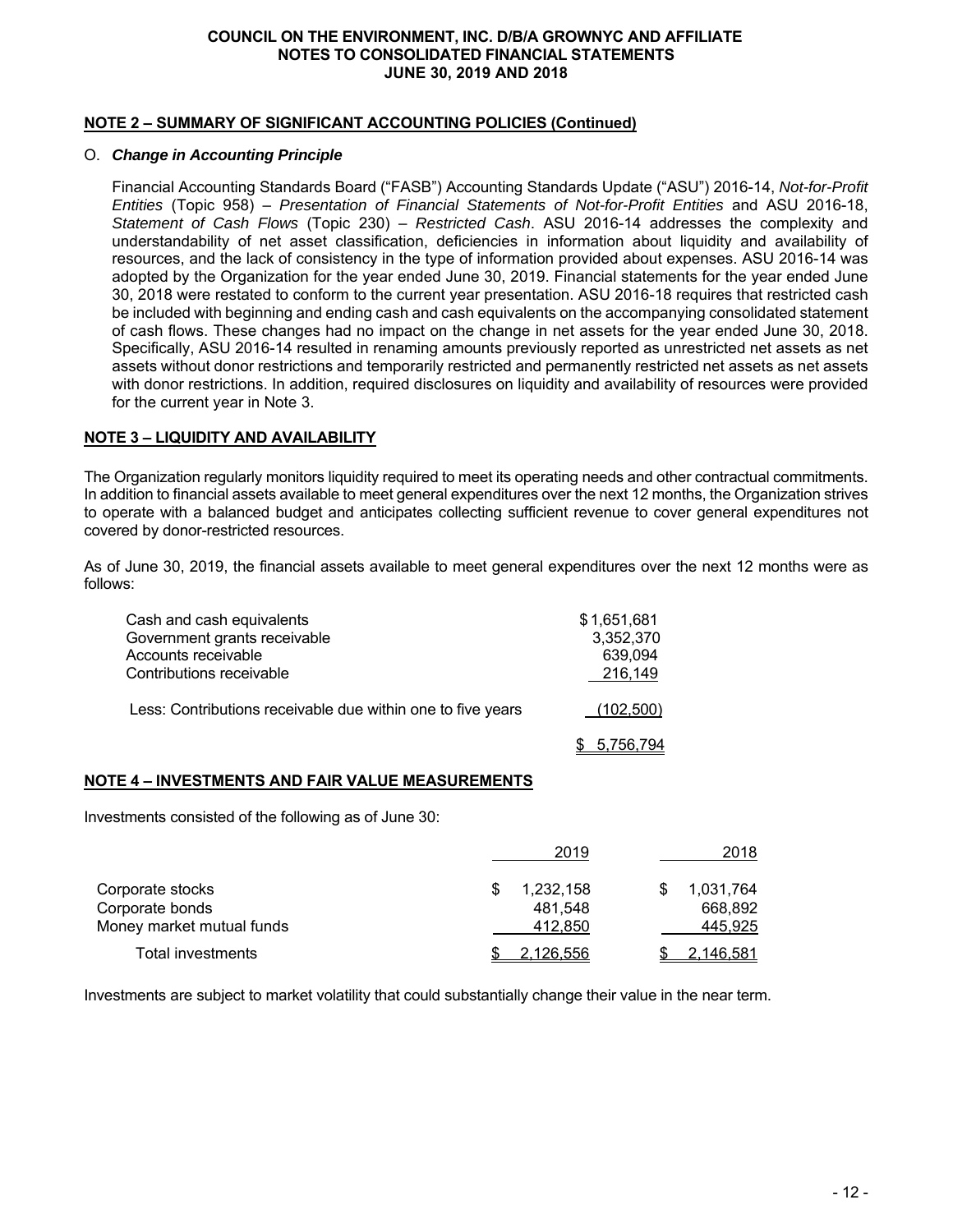## NOTE 2 – SUMMARY OF SIGNIFICANT ACCOUNTING POLICIES (Continued)

O. ***Change in Accounting Principle***

Financial Accounting Standards Board ("FASB") Accounting Standards Update ("ASU") 2016-14, *Not-for-Profit Entities* (Topic 958) – *Presentation of Financial Statements of Not-for-Profit Entities* and ASU 2016-18, *Statement of Cash Flows* (Topic 230) – *Restricted Cash*. ASU 2016-14 addresses the complexity and understandability of net asset classification, deficiencies in information about liquidity and availability of resources, and the lack of consistency in the type of information provided about expenses. ASU 2016-14 was adopted by the Organization for the year ended June 30, 2019. Financial statements for the year ended June 30, 2018 were restated to conform to the current year presentation. ASU 2016-18 requires that restricted cash be included with beginning and ending cash and cash equivalents on the accompanying consolidated statement of cash flows. These changes had no impact on the change in net assets for the year ended June 30, 2018. Specifically, ASU 2016-14 resulted in renaming amounts previously reported as unrestricted net assets as net assets without donor restrictions and temporarily restricted and permanently restricted net assets as net assets with donor restrictions. In addition, required disclosures on liquidity and availability of resources were provided for the current year in Note 3.

## NOTE 3 – LIQUIDITY AND AVAILABILITY

The Organization regularly monitors liquidity required to meet its operating needs and other contractual commitments. In addition to financial assets available to meet general expenditures over the next 12 months, the Organization strives to operate with a balanced budget and anticipates collecting sufficient revenue to cover general expenditures not covered by donor-restricted resources.

As of June 30, 2019, the financial assets available to meet general expenditures over the next 12 months were as follows:

| | |
|---|---|
| Cash and cash equivalents | $1,651,681 |
| Government grants receivable | 3,352,370 |
| Accounts receivable | 639,094 |
| Contributions receivable | 216,149 |
| Less: Contributions receivable due within one to five years | (102,500) |
| | $ 5,756,794 |

## NOTE 4 – INVESTMENTS AND FAIR VALUE MEASUREMENTS

Investments consisted of the following as of June 30:

| | 2019 | 2018 |
|---|---|---|
| Corporate stocks | $ 1,232,158 | $ 1,031,764 |
| Corporate bonds | 481,548 | 668,892 |
| Money market mutual funds | 412,850 | 445,925 |
| Total investments | $ 2,126,556 | $ 2,146,581 |

Investments are subject to market volatility that could substantially change their value in the near term.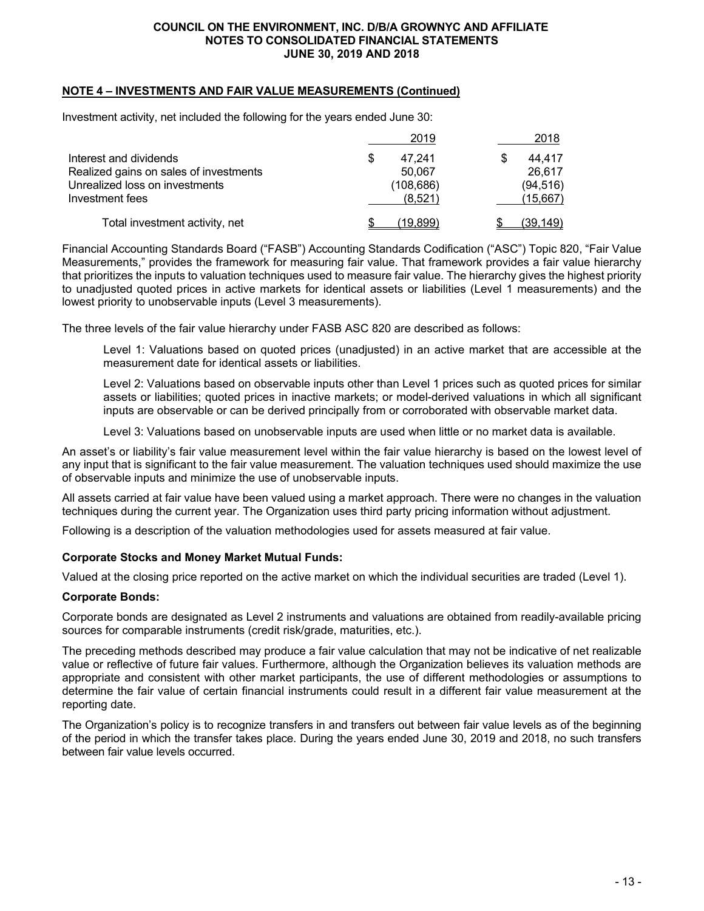## NOTE 4 – INVESTMENTS AND FAIR VALUE MEASUREMENTS (Continued)

Investment activity, net included the following for the years ended June 30:

| | 2019 | 2018 |
|---|---|---|
| Interest and dividends | $ 47,241 | $ 44,417 |
| Realized gains on sales of investments | 50,067 | 26,617 |
| Unrealized loss on investments | (108,686) | (94,516) |
| Investment fees | (8,521) | (15,667) |
| Total investment activity, net | $ (19,899) | $ (39,149) |

Financial Accounting Standards Board ("FASB") Accounting Standards Codification ("ASC") Topic 820, "Fair Value Measurements," provides the framework for measuring fair value. That framework provides a fair value hierarchy that prioritizes the inputs to valuation techniques used to measure fair value. The hierarchy gives the highest priority to unadjusted quoted prices in active markets for identical assets or liabilities (Level 1 measurements) and the lowest priority to unobservable inputs (Level 3 measurements).

The three levels of the fair value hierarchy under FASB ASC 820 are described as follows:

> Level 1: Valuations based on quoted prices (unadjusted) in an active market that are accessible at the measurement date for identical assets or liabilities.
>
> Level 2: Valuations based on observable inputs other than Level 1 prices such as quoted prices for similar assets or liabilities; quoted prices in inactive markets; or model-derived valuations in which all significant inputs are observable or can be derived principally from or corroborated with observable market data.
>
> Level 3: Valuations based on unobservable inputs are used when little or no market data is available.

An asset's or liability's fair value measurement level within the fair value hierarchy is based on the lowest level of any input that is significant to the fair value measurement. The valuation techniques used should maximize the use of observable inputs and minimize the use of unobservable inputs.

All assets carried at fair value have been valued using a market approach. There were no changes in the valuation techniques during the current year. The Organization uses third party pricing information without adjustment.

Following is a description of the valuation methodologies used for assets measured at fair value.

**Corporate Stocks and Money Market Mutual Funds:**

Valued at the closing price reported on the active market on which the individual securities are traded (Level 1).

**Corporate Bonds:**

Corporate bonds are designated as Level 2 instruments and valuations are obtained from readily-available pricing sources for comparable instruments (credit risk/grade, maturities, etc.).

The preceding methods described may produce a fair value calculation that may not be indicative of net realizable value or reflective of future fair values. Furthermore, although the Organization believes its valuation methods are appropriate and consistent with other market participants, the use of different methodologies or assumptions to determine the fair value of certain financial instruments could result in a different fair value measurement at the reporting date.

The Organization's policy is to recognize transfers in and transfers out between fair value levels as of the beginning of the period in which the transfer takes place. During the years ended June 30, 2019 and 2018, no such transfers between fair value levels occurred.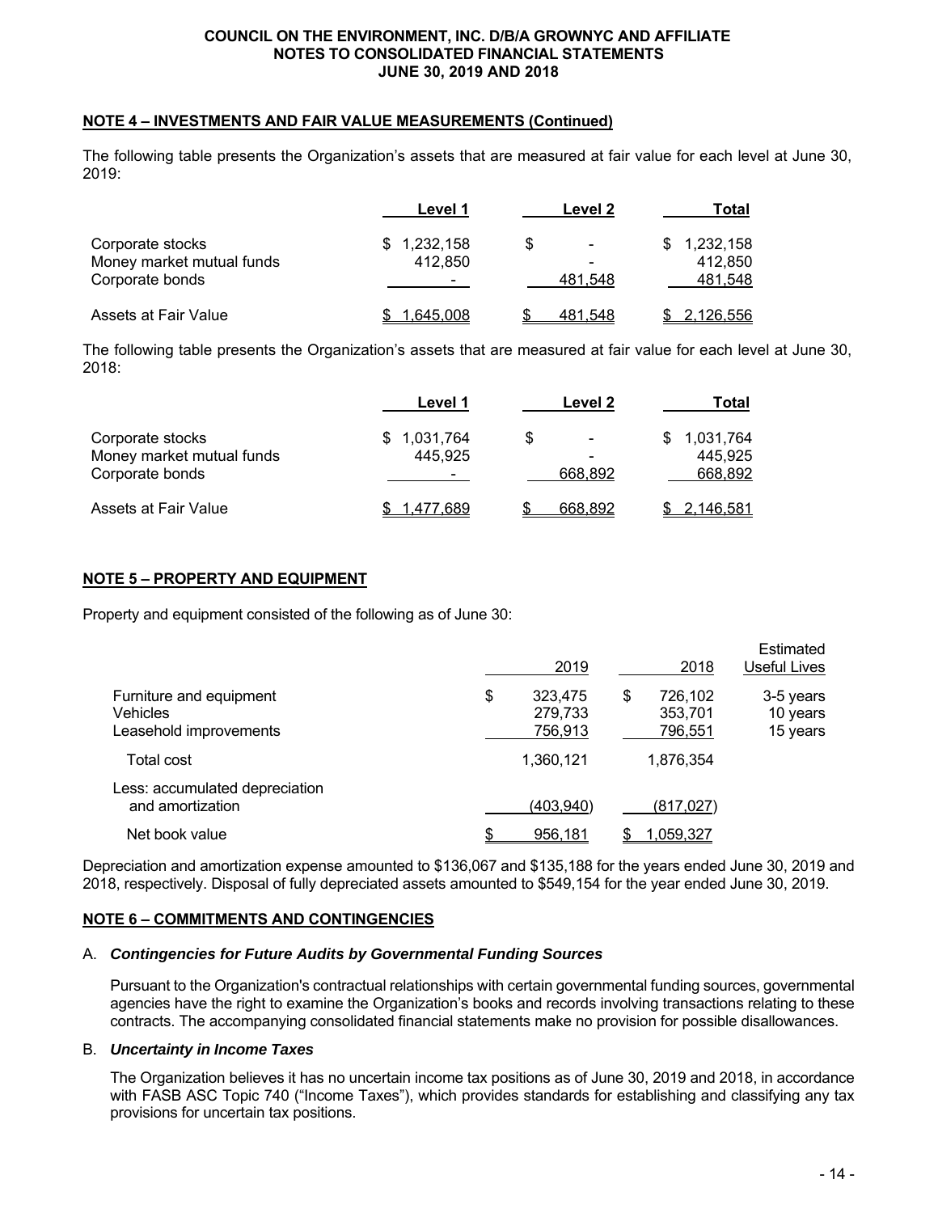## NOTE 4 – INVESTMENTS AND FAIR VALUE MEASUREMENTS (Continued)

The following table presents the Organization's assets that are measured at fair value for each level at June 30, 2019:

| | Level 1 | Level 2 | Total |
|---|---|---|---|
| Corporate stocks | $ 1,232,158 | $ - | $ 1,232,158 |
| Money market mutual funds | 412,850 | - | 412,850 |
| Corporate bonds | - | 481,548 | 481,548 |
| Assets at Fair Value | $ 1,645,008 | $ 481,548 | $ 2,126,556 |

The following table presents the Organization's assets that are measured at fair value for each level at June 30, 2018:

| | Level 1 | Level 2 | Total |
|---|---|---|---|
| Corporate stocks | $ 1,031,764 | $ - | $ 1,031,764 |
| Money market mutual funds | 445,925 | - | 445,925 |
| Corporate bonds | - | 668,892 | 668,892 |
| Assets at Fair Value | $ 1,477,689 | $ 668,892 | $ 2,146,581 |

## NOTE 5 – PROPERTY AND EQUIPMENT

Property and equipment consisted of the following as of June 30:

| | 2019 | 2018 | Estimated Useful Lives |
|---|---|---|---|
| Furniture and equipment | $ 323,475 | $ 726,102 | 3-5 years |
| Vehicles | 279,733 | 353,701 | 10 years |
| Leasehold improvements | 756,913 | 796,551 | 15 years |
| Total cost | 1,360,121 | 1,876,354 | |
| Less: accumulated depreciation and amortization | (403,940) | (817,027) | |
| Net book value | $ 956,181 | $ 1,059,327 | |

Depreciation and amortization expense amounted to $136,067 and $135,188 for the years ended June 30, 2019 and 2018, respectively. Disposal of fully depreciated assets amounted to $549,154 for the year ended June 30, 2019.

## NOTE 6 – COMMITMENTS AND CONTINGENCIES

A. ***Contingencies for Future Audits by Governmental Funding Sources***

Pursuant to the Organization's contractual relationships with certain governmental funding sources, governmental agencies have the right to examine the Organization's books and records involving transactions relating to these contracts. The accompanying consolidated financial statements make no provision for possible disallowances.

B. ***Uncertainty in Income Taxes***

The Organization believes it has no uncertain income tax positions as of June 30, 2019 and 2018, in accordance with FASB ASC Topic 740 ("Income Taxes"), which provides standards for establishing and classifying any tax provisions for uncertain tax positions.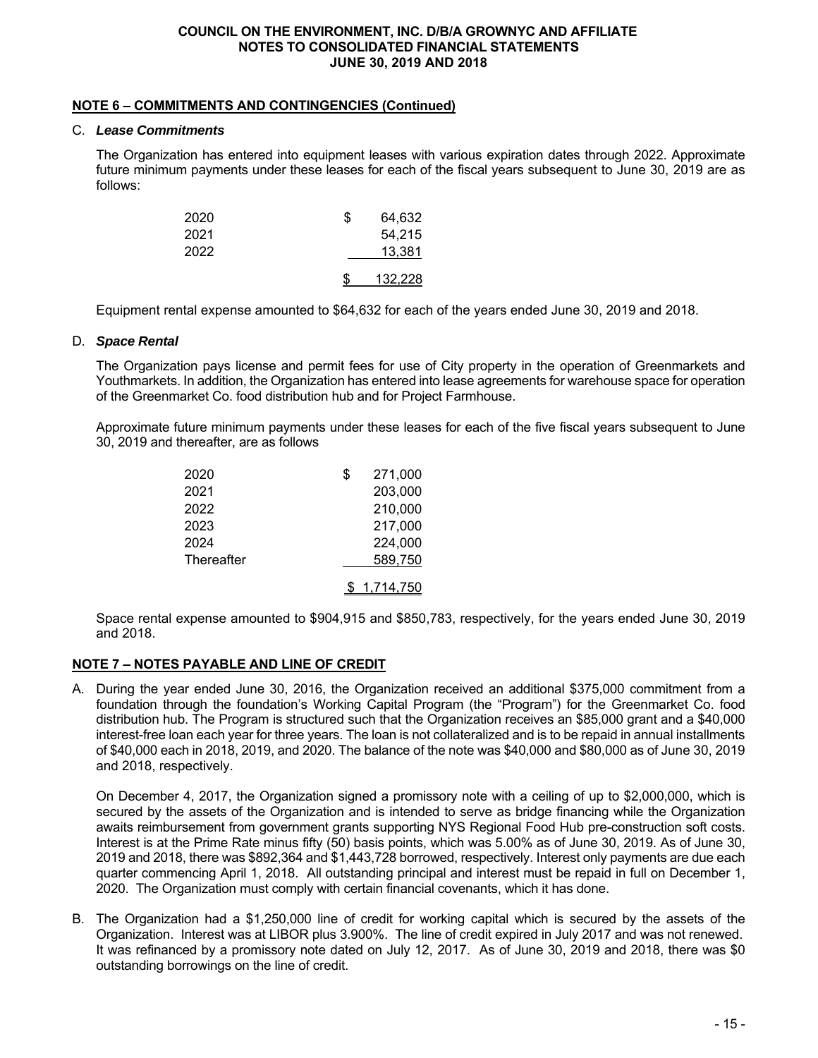## NOTE 6 – COMMITMENTS AND CONTINGENCIES (Continued)

C. ***Lease Commitments***

The Organization has entered into equipment leases with various expiration dates through 2022. Approximate future minimum payments under these leases for each of the fiscal years subsequent to June 30, 2019 are as follows:

| | |
|---|---|
| 2020 | $ 64,632 |
| 2021 | 54,215 |
| 2022 | 13,381 |
| | $ 132,228 |

Equipment rental expense amounted to $64,632 for each of the years ended June 30, 2019 and 2018.

D. ***Space Rental***

The Organization pays license and permit fees for use of City property in the operation of Greenmarkets and Youthmarkets. In addition, the Organization has entered into lease agreements for warehouse space for operation of the Greenmarket Co. food distribution hub and for Project Farmhouse.

Approximate future minimum payments under these leases for each of the five fiscal years subsequent to June 30, 2019 and thereafter, are as follows

| | |
|---|---|
| 2020 | $ 271,000 |
| 2021 | 203,000 |
| 2022 | 210,000 |
| 2023 | 217,000 |
| 2024 | 224,000 |
| Thereafter | 589,750 |
| | $ 1,714,750 |

Space rental expense amounted to $904,915 and $850,783, respectively, for the years ended June 30, 2019 and 2018.

## NOTE 7 – NOTES PAYABLE AND LINE OF CREDIT

A. During the year ended June 30, 2016, the Organization received an additional $375,000 commitment from a foundation through the foundation's Working Capital Program (the "Program") for the Greenmarket Co. food distribution hub. The Program is structured such that the Organization receives an $85,000 grant and a $40,000 interest-free loan each year for three years. The loan is not collateralized and is to be repaid in annual installments of $40,000 each in 2018, 2019, and 2020. The balance of the note was $40,000 and $80,000 as of June 30, 2019 and 2018, respectively.

On December 4, 2017, the Organization signed a promissory note with a ceiling of up to $2,000,000, which is secured by the assets of the Organization and is intended to serve as bridge financing while the Organization awaits reimbursement from government grants supporting NYS Regional Food Hub pre-construction soft costs. Interest is at the Prime Rate minus fifty (50) basis points, which was 5.00% as of June 30, 2019. As of June 30, 2019 and 2018, there was $892,364 and $1,443,728 borrowed, respectively. Interest only payments are due each quarter commencing April 1, 2018. All outstanding principal and interest must be repaid in full on December 1, 2020. The Organization must comply with certain financial covenants, which it has done.

B. The Organization had a $1,250,000 line of credit for working capital which is secured by the assets of the Organization. Interest was at LIBOR plus 3.900%. The line of credit expired in July 2017 and was not renewed. It was refinanced by a promissory note dated on July 12, 2017. As of June 30, 2019 and 2018, there was $0 outstanding borrowings on the line of credit.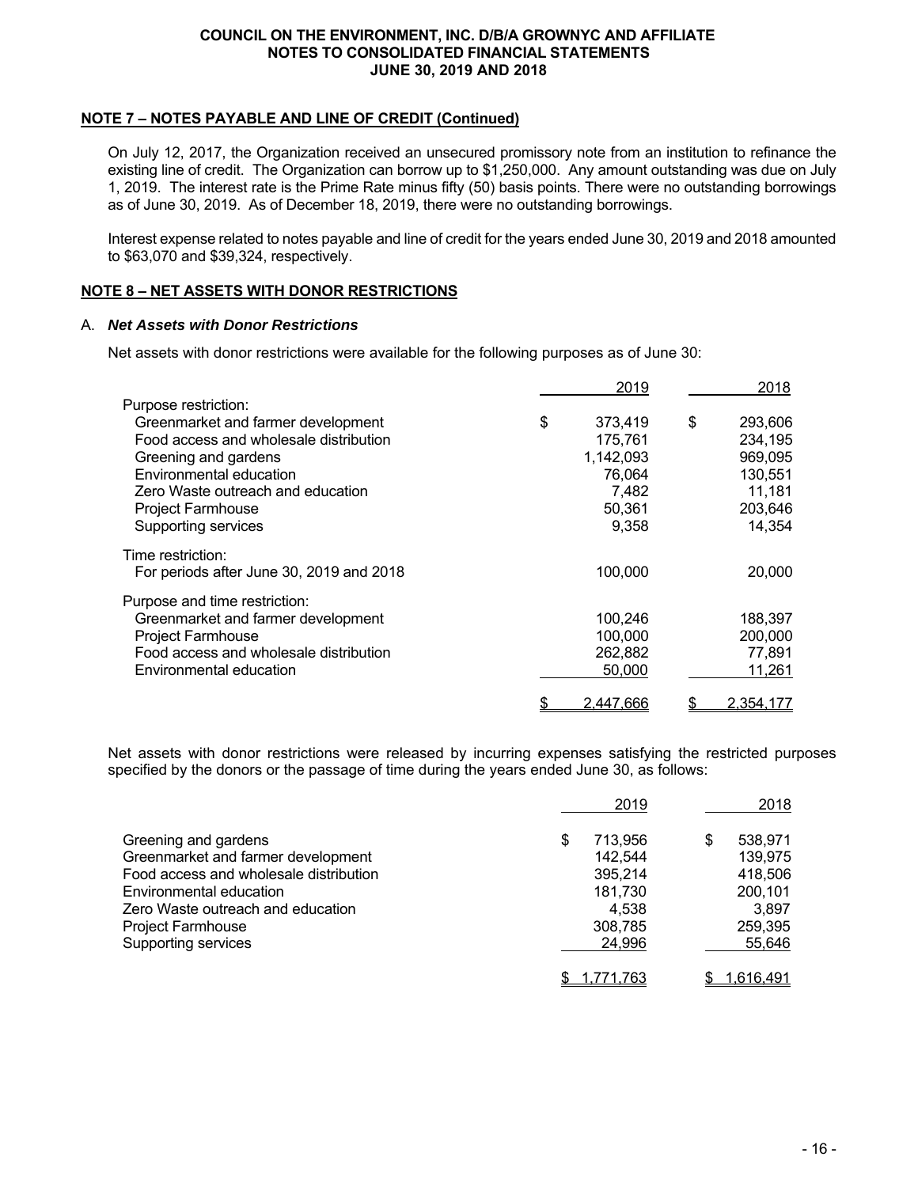## NOTE 7 – NOTES PAYABLE AND LINE OF CREDIT (Continued)

On July 12, 2017, the Organization received an unsecured promissory note from an institution to refinance the existing line of credit. The Organization can borrow up to $1,250,000. Any amount outstanding was due on July 1, 2019. The interest rate is the Prime Rate minus fifty (50) basis points. There were no outstanding borrowings as of June 30, 2019. As of December 18, 2019, there were no outstanding borrowings.

Interest expense related to notes payable and line of credit for the years ended June 30, 2019 and 2018 amounted to $63,070 and $39,324, respectively.

## NOTE 8 – NET ASSETS WITH DONOR RESTRICTIONS

### A. *Net Assets with Donor Restrictions*

Net assets with donor restrictions were available for the following purposes as of June 30:

| | 2019 | 2018 |
|---|---|---|
| Purpose restriction: | | |
| Greenmarket and farmer development | $ 373,419 | $ 293,606 |
| Food access and wholesale distribution | 175,761 | 234,195 |
| Greening and gardens | 1,142,093 | 969,095 |
| Environmental education | 76,064 | 130,551 |
| Zero Waste outreach and education | 7,482 | 11,181 |
| Project Farmhouse | 50,361 | 203,646 |
| Supporting services | 9,358 | 14,354 |
| Time restriction: | | |
| For periods after June 30, 2019 and 2018 | 100,000 | 20,000 |
| Purpose and time restriction: | | |
| Greenmarket and farmer development | 100,246 | 188,397 |
| Project Farmhouse | 100,000 | 200,000 |
| Food access and wholesale distribution | 262,882 | 77,891 |
| Environmental education | 50,000 | 11,261 |
| | $ 2,447,666 | $ 2,354,177 |

Net assets with donor restrictions were released by incurring expenses satisfying the restricted purposes specified by the donors or the passage of time during the years ended June 30, as follows:

| | 2019 | 2018 |
|---|---|---|
| Greening and gardens | $ 713,956 | $ 538,971 |
| Greenmarket and farmer development | 142,544 | 139,975 |
| Food access and wholesale distribution | 395,214 | 418,506 |
| Environmental education | 181,730 | 200,101 |
| Zero Waste outreach and education | 4,538 | 3,897 |
| Project Farmhouse | 308,785 | 259,395 |
| Supporting services | 24,996 | 55,646 |
| | $ 1,771,763 | $ 1,616,491 |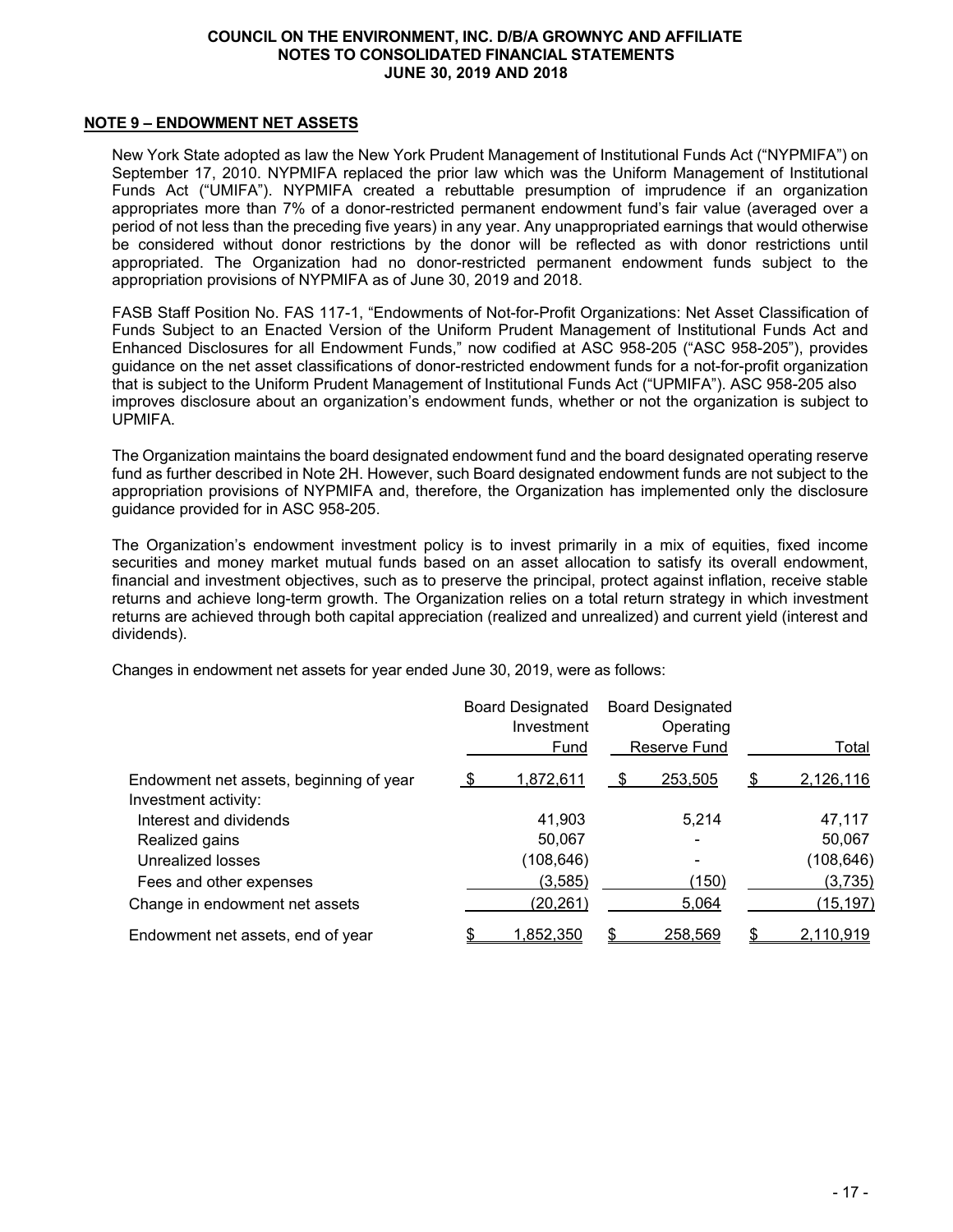## NOTE 9 – ENDOWMENT NET ASSETS

New York State adopted as law the New York Prudent Management of Institutional Funds Act ("NYPMIFA") on September 17, 2010. NYPMIFA replaced the prior law which was the Uniform Management of Institutional Funds Act ("UMIFA"). NYPMIFA created a rebuttable presumption of imprudence if an organization appropriates more than 7% of a donor-restricted permanent endowment fund's fair value (averaged over a period of not less than the preceding five years) in any year. Any unappropriated earnings that would otherwise be considered without donor restrictions by the donor will be reflected as with donor restrictions until appropriated. The Organization had no donor-restricted permanent endowment funds subject to the appropriation provisions of NYPMIFA as of June 30, 2019 and 2018.

FASB Staff Position No. FAS 117-1, "Endowments of Not-for-Profit Organizations: Net Asset Classification of Funds Subject to an Enacted Version of the Uniform Prudent Management of Institutional Funds Act and Enhanced Disclosures for all Endowment Funds," now codified at ASC 958-205 ("ASC 958-205"), provides guidance on the net asset classifications of donor-restricted endowment funds for a not-for-profit organization that is subject to the Uniform Prudent Management of Institutional Funds Act ("UPMIFA"). ASC 958-205 also improves disclosure about an organization's endowment funds, whether or not the organization is subject to UPMIFA.

The Organization maintains the board designated endowment fund and the board designated operating reserve fund as further described in Note 2H. However, such Board designated endowment funds are not subject to the appropriation provisions of NYPMIFA and, therefore, the Organization has implemented only the disclosure guidance provided for in ASC 958-205.

The Organization's endowment investment policy is to invest primarily in a mix of equities, fixed income securities and money market mutual funds based on an asset allocation to satisfy its overall endowment, financial and investment objectives, such as to preserve the principal, protect against inflation, receive stable returns and achieve long-term growth. The Organization relies on a total return strategy in which investment returns are achieved through both capital appreciation (realized and unrealized) and current yield (interest and dividends).

Changes in endowment net assets for year ended June 30, 2019, were as follows:

| | Board Designated Investment Fund | Board Designated Operating Reserve Fund | Total |
|---|---|---|---|
| Endowment net assets, beginning of year | $ 1,872,611 | $ 253,505 | $ 2,126,116 |
| Investment activity: | | | |
| Interest and dividends | 41,903 | 5,214 | 47,117 |
| Realized gains | 50,067 | - | 50,067 |
| Unrealized losses | (108,646) | - | (108,646) |
| Fees and other expenses | (3,585) | (150) | (3,735) |
| Change in endowment net assets | (20,261) | 5,064 | (15,197) |
| Endowment net assets, end of year | $ 1,852,350 | $ 258,569 | $ 2,110,919 |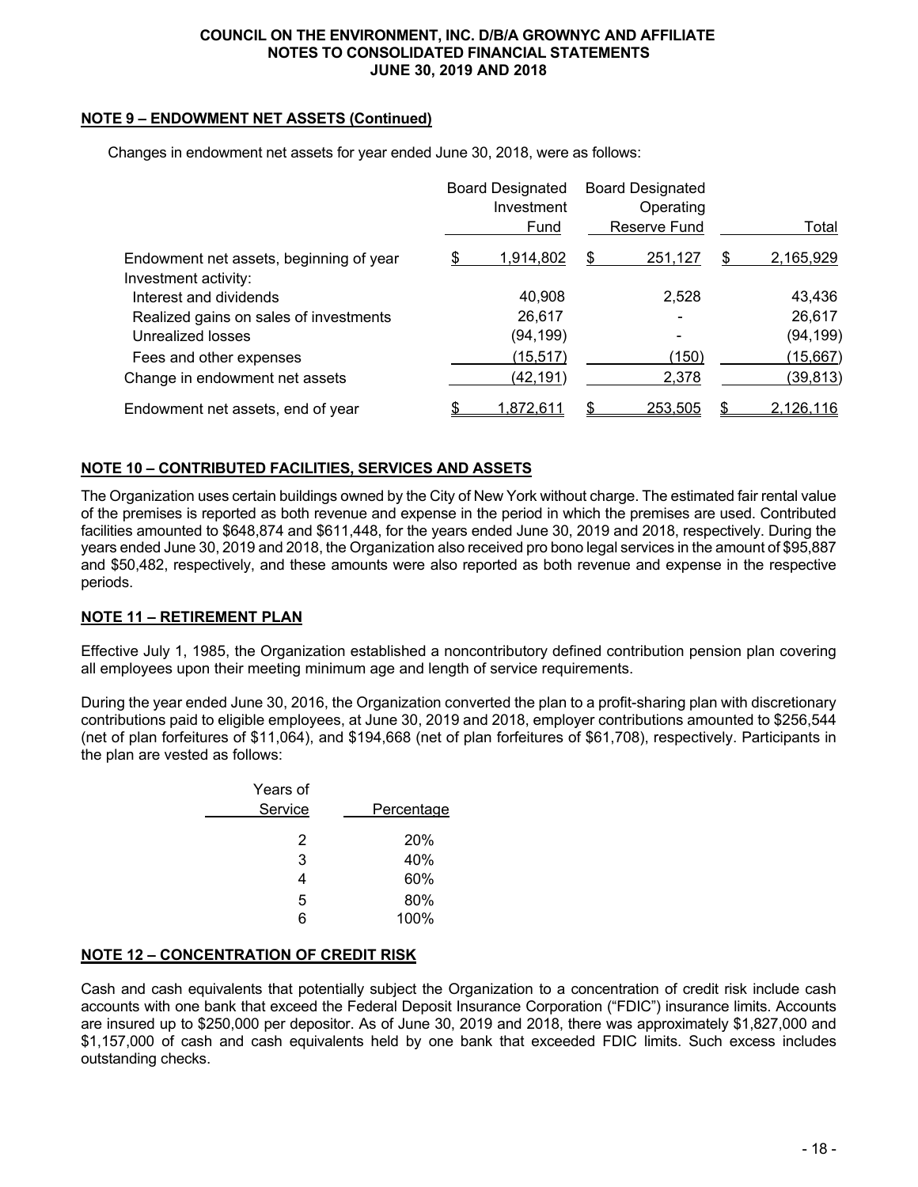## NOTE 9 – ENDOWMENT NET ASSETS (Continued)

Changes in endowment net assets for year ended June 30, 2018, were as follows:

| | Board Designated Investment Fund | Board Designated Operating Reserve Fund | Total |
|---|---|---|---|
| Endowment net assets, beginning of year | $ 1,914,802 | $ 251,127 | $ 2,165,929 |
| Investment activity: | | | |
| Interest and dividends | 40,908 | 2,528 | 43,436 |
| Realized gains on sales of investments | 26,617 | - | 26,617 |
| Unrealized losses | (94,199) | - | (94,199) |
| Fees and other expenses | (15,517) | (150) | (15,667) |
| Change in endowment net assets | (42,191) | 2,378 | (39,813) |
| Endowment net assets, end of year | $ 1,872,611 | $ 253,505 | $ 2,126,116 |

## NOTE 10 – CONTRIBUTED FACILITIES, SERVICES AND ASSETS

The Organization uses certain buildings owned by the City of New York without charge. The estimated fair rental value of the premises is reported as both revenue and expense in the period in which the premises are used. Contributed facilities amounted to $648,874 and $611,448, for the years ended June 30, 2019 and 2018, respectively. During the years ended June 30, 2019 and 2018, the Organization also received pro bono legal services in the amount of $95,887 and $50,482, respectively, and these amounts were also reported as both revenue and expense in the respective periods.

## NOTE 11 – RETIREMENT PLAN

Effective July 1, 1985, the Organization established a noncontributory defined contribution pension plan covering all employees upon their meeting minimum age and length of service requirements.

During the year ended June 30, 2016, the Organization converted the plan to a profit-sharing plan with discretionary contributions paid to eligible employees, at June 30, 2019 and 2018, employer contributions amounted to $256,544 (net of plan forfeitures of $11,064), and $194,668 (net of plan forfeitures of $61,708), respectively. Participants in the plan are vested as follows:

| Years of Service | Percentage |
|---|---|
| 2 | 20% |
| 3 | 40% |
| 4 | 60% |
| 5 | 80% |
| 6 | 100% |

## NOTE 12 – CONCENTRATION OF CREDIT RISK

Cash and cash equivalents that potentially subject the Organization to a concentration of credit risk include cash accounts with one bank that exceed the Federal Deposit Insurance Corporation ("FDIC") insurance limits. Accounts are insured up to $250,000 per depositor. As of June 30, 2019 and 2018, there was approximately $1,827,000 and $1,157,000 of cash and cash equivalents held by one bank that exceeded FDIC limits. Such excess includes outstanding checks.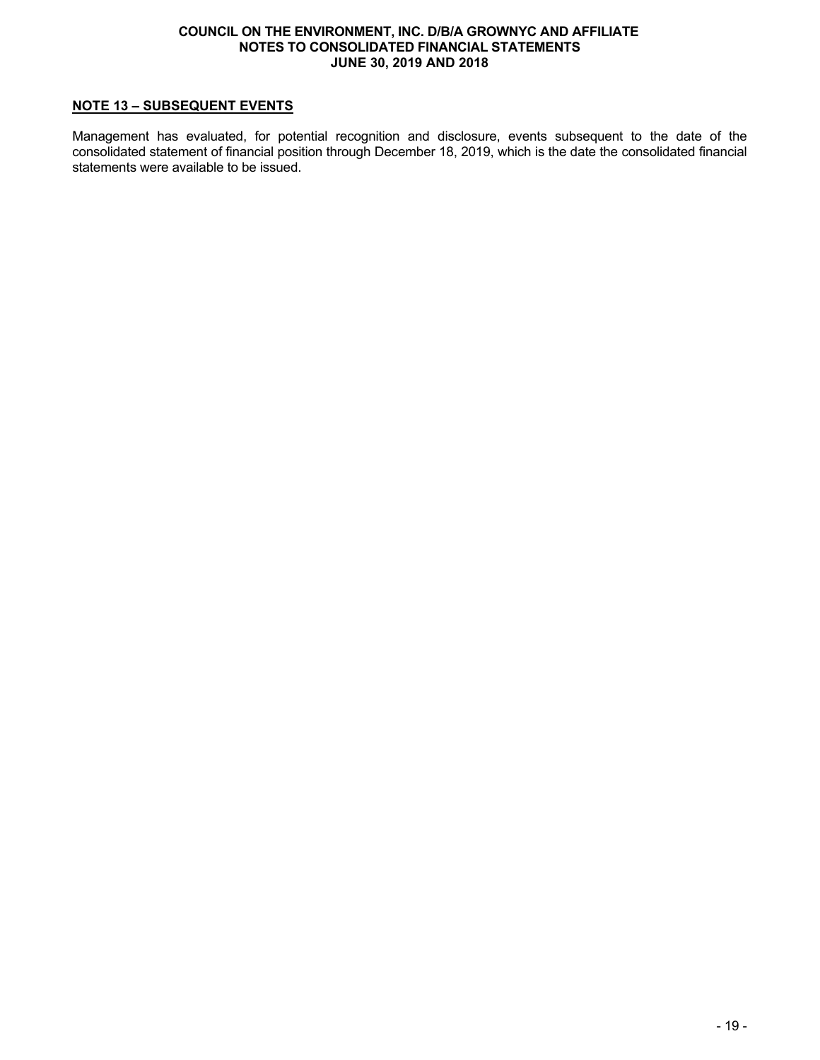## NOTE 13 – SUBSEQUENT EVENTS

Management has evaluated, for potential recognition and disclosure, events subsequent to the date of the consolidated statement of financial position through December 18, 2019, which is the date the consolidated financial statements were available to be issued.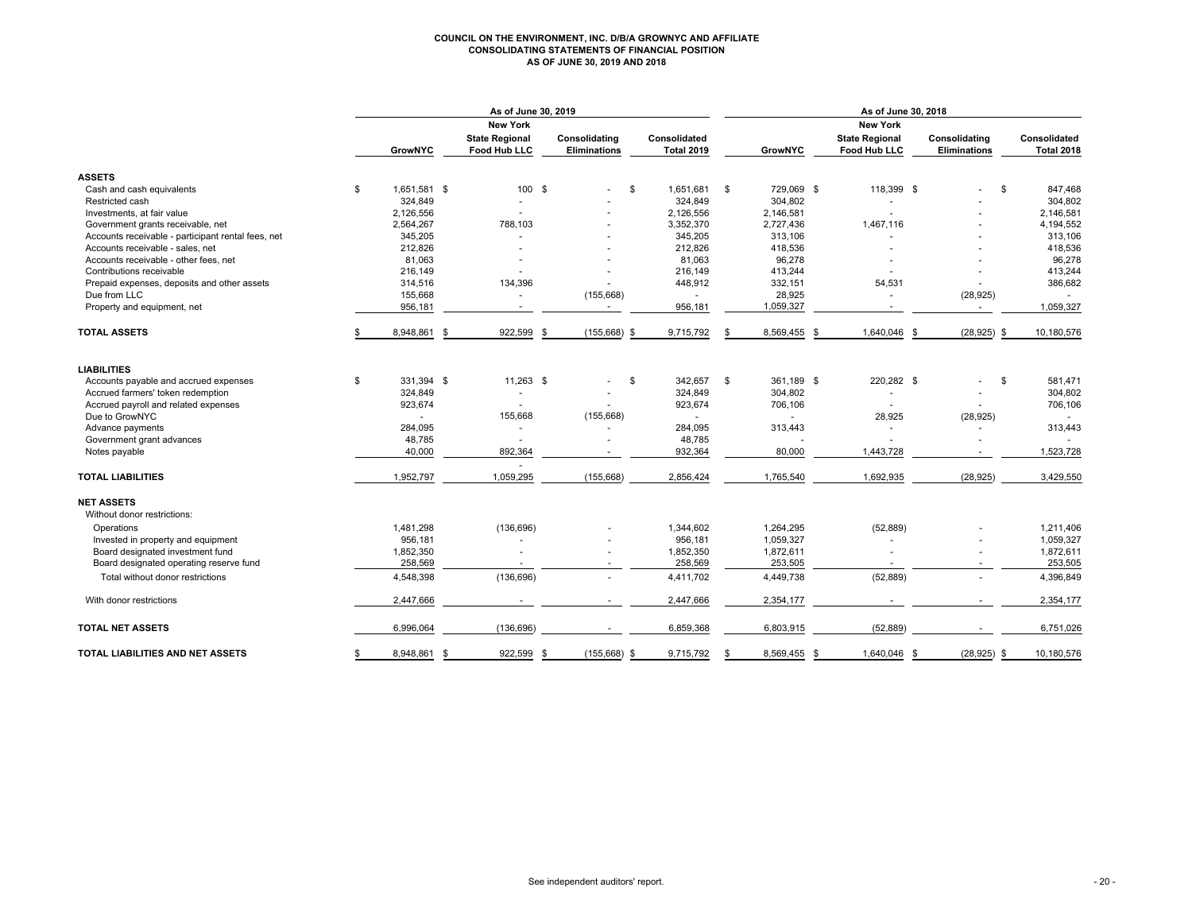**COUNCIL ON THE ENVIRONMENT, INC. D/B/A GROWNYC AND AFFILIATE**
**CONSOLIDATING STATEMENTS OF FINANCIAL POSITION**
**AS OF JUNE 30, 2019 AND 2018**

| | As of June 30, 2019 | | | | As of June 30, 2018 | | | |
|---|---|---|---|---|---|---|---|---|
| | GrowNYC | New York State Regional Food Hub LLC | Consolidating Eliminations | Consolidated Total 2019 | GrowNYC | New York State Regional Food Hub LLC | Consolidating Eliminations | Consolidated Total 2018 |
| **ASSETS** | | | | | | | | |
| Cash and cash equivalents | $ 1,651,581 | $ 100 | $ - | $ 1,651,681 | $ 729,069 | $ 118,399 | $ - | $ 847,468 |
| Restricted cash | 324,849 | - | - | 324,849 | 304,802 | - | - | 304,802 |
| Investments, at fair value | 2,126,556 | - | - | 2,126,556 | 2,146,581 | - | - | 2,146,581 |
| Government grants receivable, net | 2,564,267 | 788,103 | - | 3,352,370 | 2,727,436 | 1,467,116 | - | 4,194,552 |
| Accounts receivable - participant rental fees, net | 345,205 | - | - | 345,205 | 313,106 | - | - | 313,106 |
| Accounts receivable - sales, net | 212,826 | - | - | 212,826 | 418,536 | - | - | 418,536 |
| Accounts receivable - other fees, net | 81,063 | - | - | 81,063 | 96,278 | - | - | 96,278 |
| Contributions receivable | 216,149 | - | - | 216,149 | 413,244 | - | - | 413,244 |
| Prepaid expenses, deposits and other assets | 314,516 | 134,396 | - | 448,912 | 332,151 | 54,531 | - | 386,682 |
| Due from LLC | 155,668 | - | (155,668) | - | 28,925 | - | (28,925) | - |
| Property and equipment, net | 956,181 | - | - | 956,181 | 1,059,327 | - | - | 1,059,327 |
| **TOTAL ASSETS** | $ 8,948,861 | $ 922,599 | $ (155,668) | $ 9,715,792 | $ 8,569,455 | $ 1,640,046 | $ (28,925) | $ 10,180,576 |
| **LIABILITIES** | | | | | | | | |
| Accounts payable and accrued expenses | $ 331,394 | $ 11,263 | $ - | $ 342,657 | $ 361,189 | $ 220,282 | $ - | $ 581,471 |
| Accrued farmers' token redemption | 324,849 | - | - | 324,849 | 304,802 | - | - | 304,802 |
| Accrued payroll and related expenses | 923,674 | - | - | 923,674 | 706,106 | - | - | 706,106 |
| Due to GrowNYC | - | 155,668 | (155,668) | - | - | 28,925 | (28,925) | - |
| Advance payments | 284,095 | - | - | 284,095 | 313,443 | - | - | 313,443 |
| Government grant advances | 48,785 | - | - | 48,785 | - | - | - | - |
| Notes payable | 40,000 | 892,364 | - | 932,364 | 80,000 | 1,443,728 | - | 1,523,728 |
| **TOTAL LIABILITIES** | 1,952,797 | 1,059,295 | (155,668) | 2,856,424 | 1,765,540 | 1,692,935 | (28,925) | 3,429,550 |
| **NET ASSETS** | | | | | | | | |
| Without donor restrictions: | | | | | | | | |
| Operations | 1,481,298 | (136,696) | - | 1,344,602 | 1,264,295 | (52,889) | - | 1,211,406 |
| Invested in property and equipment | 956,181 | - | - | 956,181 | 1,059,327 | - | - | 1,059,327 |
| Board designated investment fund | 1,852,350 | - | - | 1,852,350 | 1,872,611 | - | - | 1,872,611 |
| Board designated operating reserve fund | 258,569 | - | - | 258,569 | 253,505 | - | - | 253,505 |
| Total without donor restrictions | 4,548,398 | (136,696) | - | 4,411,702 | 4,449,738 | (52,889) | - | 4,396,849 |
| With donor restrictions | 2,447,666 | - | - | 2,447,666 | 2,354,177 | - | - | 2,354,177 |
| **TOTAL NET ASSETS** | 6,996,064 | (136,696) | - | 6,859,368 | 6,803,915 | (52,889) | - | 6,751,026 |
| **TOTAL LIABILITIES AND NET ASSETS** | $ 8,948,861 | $ 922,599 | $ (155,668) | $ 9,715,792 | $ 8,569,455 | $ 1,640,046 | $ (28,925) | $ 10,180,576 |

See independent auditors' report.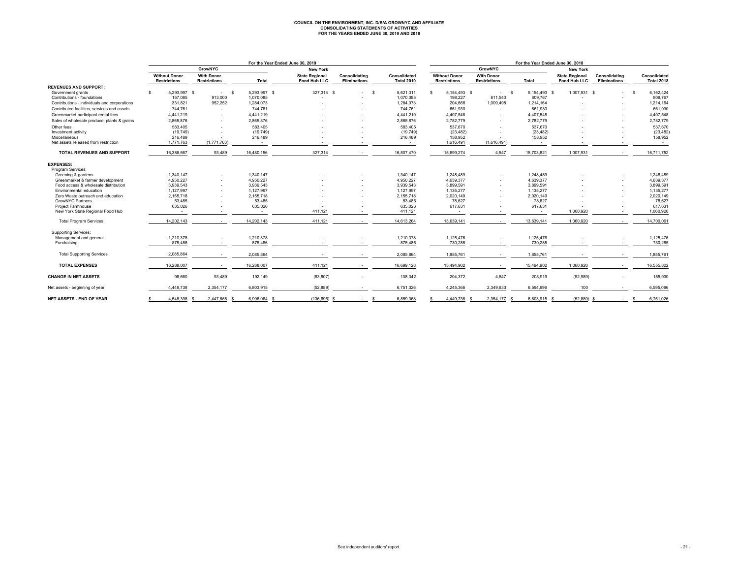# COUNCIL ON THE ENVIRONMENT, INC. D/B/A GROWNYC AND AFFILIATE
## CONSOLIDATING STATEMENTS OF ACTIVITIES
### FOR THE YEARS ENDED JUNE 30, 2019 AND 2018

| | For the Year Ended June 30, 2019 | | | | | | For the Year Ended June 30, 2018 | | | | | |
|---|---|---|---|---|---|---|---|---|---|---|---|---|
| | GrowNYC | | | New York | | | GrowNYC | | | New York | | |
| | Without Donor Restrictions | With Donor Restrictions | Total | State Regional Food Hub LLC | Consolidating Eliminations | Consolidated Total 2019 | Without Donor Restrictions | With Donor Restrictions | Total | State Regional Food Hub LLC | Consolidating Eliminations | Consolidated Total 2018 |
| **REVENUES AND SUPPORT:** | | | | | | | | | | | | |
| Government grants | $ 5,293,997 | $ - | $ 5,293,997 | $ 327,314 | $ - | $ 5,621,311 | $ 5,154,493 | $ - | $ 5,154,493 | $ 1,007,931 | $ - | $ 6,162,424 |
| Contributions - foundations | 157,085 | 913,000 | 1,070,085 | - | - | 1,070,085 | 198,227 | 611,540 | 809,767 | - | - | 809,767 |
| Contributions - individuals and corporations | 331,821 | 952,252 | 1,284,073 | - | - | 1,284,073 | 204,666 | 1,009,498 | 1,214,164 | - | - | 1,214,164 |
| Contributed facilities, services and assets | 744,761 | - | 744,761 | - | - | 744,761 | 661,930 | - | 661,930 | - | - | 661,930 |
| Greenmarket participant rental fees | 4,441,219 | - | 4,441,219 | - | - | 4,441,219 | 4,407,548 | - | 4,407,548 | - | - | 4,407,548 |
| Sales of wholesale produce, plants & grains | 2,865,876 | - | 2,865,876 | - | - | 2,865,876 | 2,782,779 | - | 2,782,779 | - | - | 2,782,779 |
| Other fees | 583,405 | - | 583,405 | - | - | 583,405 | 537,670 | - | 537,670 | - | - | 537,670 |
| Investment activity | (19,749) | - | (19,749) | - | - | (19,749) | (23,482) | - | (23,482) | - | - | (23,482) |
| Miscellaneous | 216,489 | - | 216,489 | - | - | 216,489 | 158,952 | - | 158,952 | - | - | 158,952 |
| Net assets released from restriction | 1,771,763 | (1,771,763) | - | - | - | - | 1,616,491 | (1,616,491) | - | - | - | - |
| **TOTAL REVENUES AND SUPPORT** | 16,386,667 | 93,489 | 16,480,156 | 327,314 | - | 16,807,470 | 15,699,274 | 4,547 | 15,703,821 | 1,007,931 | - | 16,711,752 |
| **EXPENSES:** | | | | | | | | | | | | |
| Program Services: | | | | | | | | | | | | |
| Greening & gardens | 1,340,147 | - | 1,340,147 | - | - | 1,340,147 | 1,248,489 | - | 1,248,489 | - | - | 1,248,489 |
| Greenmarket & farmer development | 4,950,227 | - | 4,950,227 | - | - | 4,950,227 | 4,639,377 | - | 4,639,377 | - | - | 4,639,377 |
| Food access & wholesale distribution | 3,939,543 | - | 3,939,543 | - | - | 3,939,543 | 3,899,591 | - | 3,899,591 | - | - | 3,899,591 |
| Environmental education | 1,127,997 | - | 1,127,997 | - | - | 1,127,997 | 1,135,277 | - | 1,135,277 | - | - | 1,135,277 |
| Zero Waste outreach and education | 2,155,718 | - | 2,155,718 | - | - | 2,155,718 | 2,020,149 | - | 2,020,149 | - | - | 2,020,149 |
| GrowNYC Partners | 53,485 | - | 53,485 | - | - | 53,485 | 78,627 | - | 78,627 | - | - | 78,627 |
| Project Farmhouse | 635,026 | - | 635,026 | - | - | 635,026 | 617,631 | - | 617,631 | - | - | 617,631 |
| New York State Regional Food Hub | - | - | - | 411,121 | - | 411,121 | - | - | - | 1,060,920 | - | 1,060,920 |
| Total Program Services | 14,202,143 | - | 14,202,143 | 411,121 | - | 14,613,264 | 13,639,141 | - | 13,639,141 | 1,060,920 | - | 14,700,061 |
| Supporting Services: | | | | | | | | | | | | |
| Management and general | 1,210,378 | - | 1,210,378 | - | - | 1,210,378 | 1,125,476 | - | 1,125,476 | - | - | 1,125,476 |
| Fundraising | 875,486 | - | 875,486 | - | - | 875,486 | 730,285 | - | 730,285 | - | - | 730,285 |
| Total Supporting Services | 2,085,864 | - | 2,085,864 | - | - | 2,085,864 | 1,855,761 | - | 1,855,761 | - | - | 1,855,761 |
| **TOTAL EXPENSES** | 16,288,007 | - | 16,288,007 | 411,121 | - | 16,699,128 | 15,494,902 | - | 15,494,902 | 1,060,920 | - | 16,555,822 |
| **CHANGE IN NET ASSETS** | 98,660 | 93,489 | 192,149 | (83,807) | - | 108,342 | 204,372 | 4,547 | 208,919 | (52,989) | - | 155,930 |
| Net assets - beginning of year | 4,449,738 | 2,354,177 | 6,803,915 | (52,889) | - | 6,751,026 | 4,245,366 | 2,349,630 | 6,594,996 | 100 | - | 6,595,096 |
| **NET ASSETS - END OF YEAR** | $ 4,548,398 | $ 2,447,666 | $ 6,996,064 | $ (136,696) | $ - | $ 6,859,368 | $ 4,449,738 | $ 2,354,177 | $ 6,803,915 | $ (52,889) | $ - | $ 6,751,026 |

See independent auditors' report.